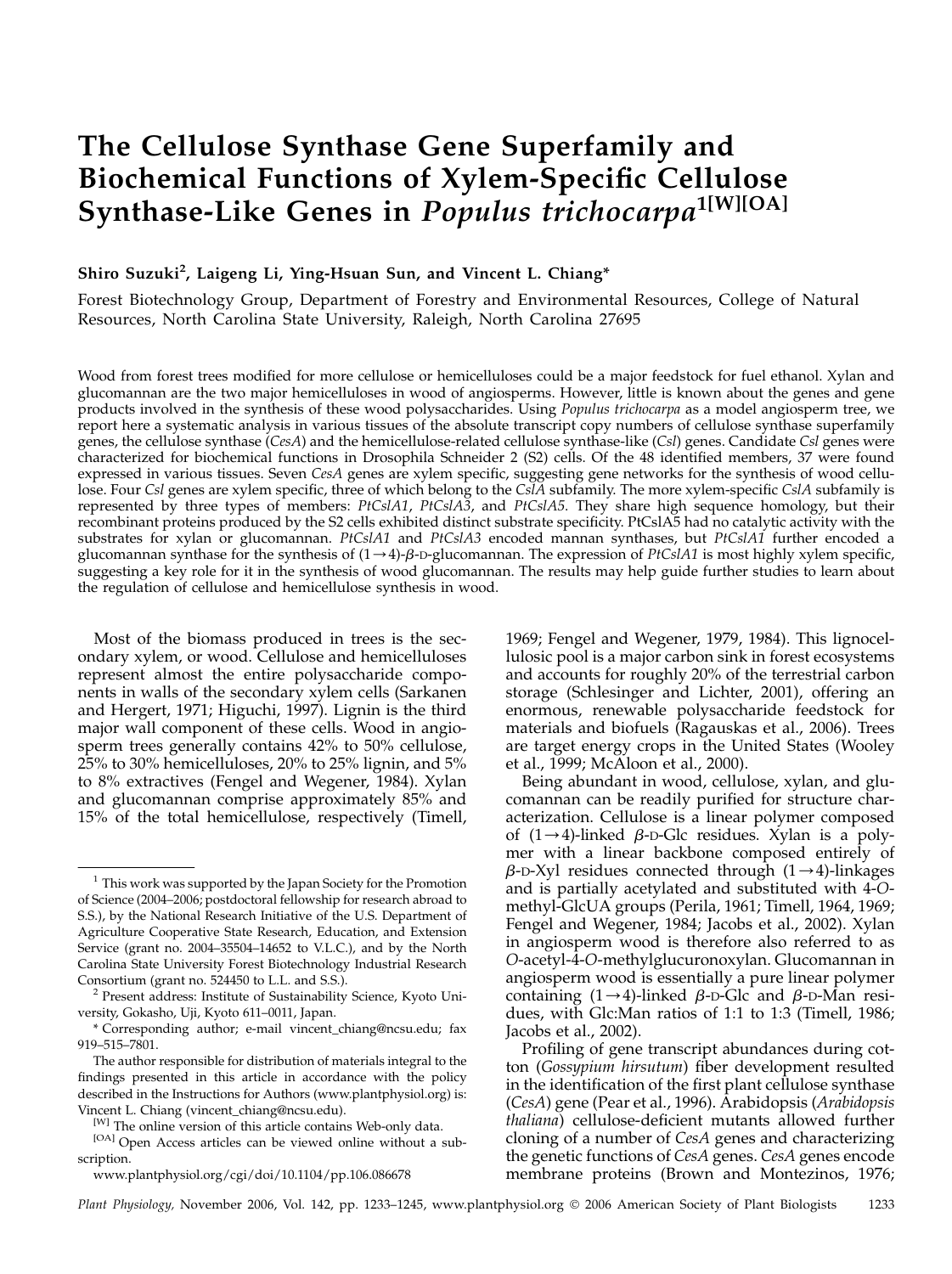# The Cellulose Synthase Gene Superfamily and Biochemical Functions of Xylem-Specific Cellulose Synthase-Like Genes in *Populus trichocarpa*[1][W][OA]

**Shiro Suzuki[2], Laigeng Li, Ying-Hsuan Sun, and Vincent L. Chiang***

Forest Biotechnology Group, Department of Forestry and Environmental Resources, College of Natural Resources, North Carolina State University, Raleigh, North Carolina 27695

Wood from forest trees modified for more cellulose or hemicelluloses could be a major feedstock for fuel ethanol. Xylan and glucomannan are the two major hemicelluloses in wood of angiosperms. However, little is known about the genes and gene products involved in the synthesis of these wood polysaccharides. Using *Populus trichocarpa* as a model angiosperm tree, we report here a systematic analysis in various tissues of the absolute transcript copy numbers of cellulose synthase superfamily genes, the cellulose synthase (*CesA*) and the hemicellulose-related cellulose synthase-like (*Csl*) genes. Candidate *Csl* genes were characterized for biochemical functions in Drosophila Schneider 2 (S2) cells. Of the 48 identified members, 37 were found expressed in various tissues. Seven *CesA* genes are xylem specific, suggesting gene networks for the synthesis of wood cellulose. Four *Csl* genes are xylem specific, three of which belong to the *CslA* subfamily. The more xylem-specific *CslA* subfamily is represented by three types of members: *PtCslA1*, *PtCslA3*, and *PtCslA5*. They share high sequence homology, but their recombinant proteins produced by the S2 cells exhibited distinct substrate specificity. PtCslA5 had no catalytic activity with the substrates for xylan or glucomannan. *PtCslA1* and *PtCslA3* encoded mannan synthases, but *PtCslA1* further encoded a glucomannan synthase for the synthesis of $(1\rightarrow4)$-$\beta$-D-glucomannan. The expression of *PtCslA1* is most highly xylem specific, suggesting a key role for it in the synthesis of wood glucomannan. The results may help guide further studies to learn about the regulation of cellulose and hemicellulose synthesis in wood.

Most of the biomass produced in trees is the secondary xylem, or wood. Cellulose and hemicelluloses represent almost the entire polysaccharide components in walls of the secondary xylem cells (Sarkanen and Hergert, 1971; Higuchi, 1997). Lignin is the third major wall component of these cells. Wood in angiosperm trees generally contains 42% to 50% cellulose, 25% to 30% hemicelluloses, 20% to 25% lignin, and 5% to 8% extractives (Fengel and Wegener, 1984). Xylan and glucomannan comprise approximately 85% and 15% of the total hemicellulose, respectively (Timell, 1969; Fengel and Wegener, 1979, 1984). This lignocellulosic pool is a major carbon sink in forest ecosystems and accounts for roughly 20% of the terrestrial carbon storage (Schlesinger and Lichter, 2001), offering an enormous, renewable polysaccharide feedstock for materials and biofuels (Ragauskas et al., 2006). Trees are target energy crops in the United States (Wooley et al., 1999; McAloon et al., 2000).

Being abundant in wood, cellulose, xylan, and glucomannan can be readily purified for structure characterization. Cellulose is a linear polymer composed of $(1\rightarrow4)$-linked $\beta$-D-Glc residues. Xylan is a polymer with a linear backbone composed entirely of $\beta$-D-Xyl residues connected through $(1\rightarrow4)$-linkages and is partially acetylated and substituted with 4-*O*-methyl-GlcUA groups (Perila, 1961; Timell, 1964, 1969; Fengel and Wegener, 1984; Jacobs et al., 2002). Xylan in angiosperm wood is therefore also referred to as *O*-acetyl-4-*O*-methylglucuronoxylan. Glucomannan in angiosperm wood is essentially a pure linear polymer containing $(1\rightarrow4)$-linked $\beta$-D-Glc and $\beta$-D-Man residues, with Glc:Man ratios of 1:1 to 1:3 (Timell, 1986; Jacobs et al., 2002).

Profiling of gene transcript abundances during cotton (*Gossypium hirsutum*) fiber development resulted in the identification of the first plant cellulose synthase (*CesA*) gene (Pear et al., 1996). Arabidopsis (*Arabidopsis thaliana*) cellulose-deficient mutants allowed further cloning of a number of *CesA* genes and characterizing the genetic functions of *CesA* genes. *CesA* genes encode membrane proteins (Brown and Montezinos, 1976;

[1] This work was supported by the Japan Society for the Promotion of Science (2004–2006; postdoctoral fellowship for research abroad to S.S.), by the National Research Initiative of the U.S. Department of Agriculture Cooperative State Research, Education, and Extension Service (grant no. 2004–35504–14652 to V.L.C.), and by the North Carolina State University Forest Biotechnology Industrial Research Consortium (grant no. 524450 to L.L. and S.S.).

[2] Present address: Institute of Sustainability Science, Kyoto University, Gokasho, Uji, Kyoto 611–0011, Japan.

\* Corresponding author; e-mail vincent_chiang@ncsu.edu; fax 919–515–7801.

The author responsible for distribution of materials integral to the findings presented in this article in accordance with the policy described in the Instructions for Authors (www.plantphysiol.org) is: Vincent L. Chiang (vincent_chiang@ncsu.edu).

[W] The online version of this article contains Web-only data.

[OA] Open Access articles can be viewed online without a subscription.

www.plantphysiol.org/cgi/doi/10.1104/pp.106.086678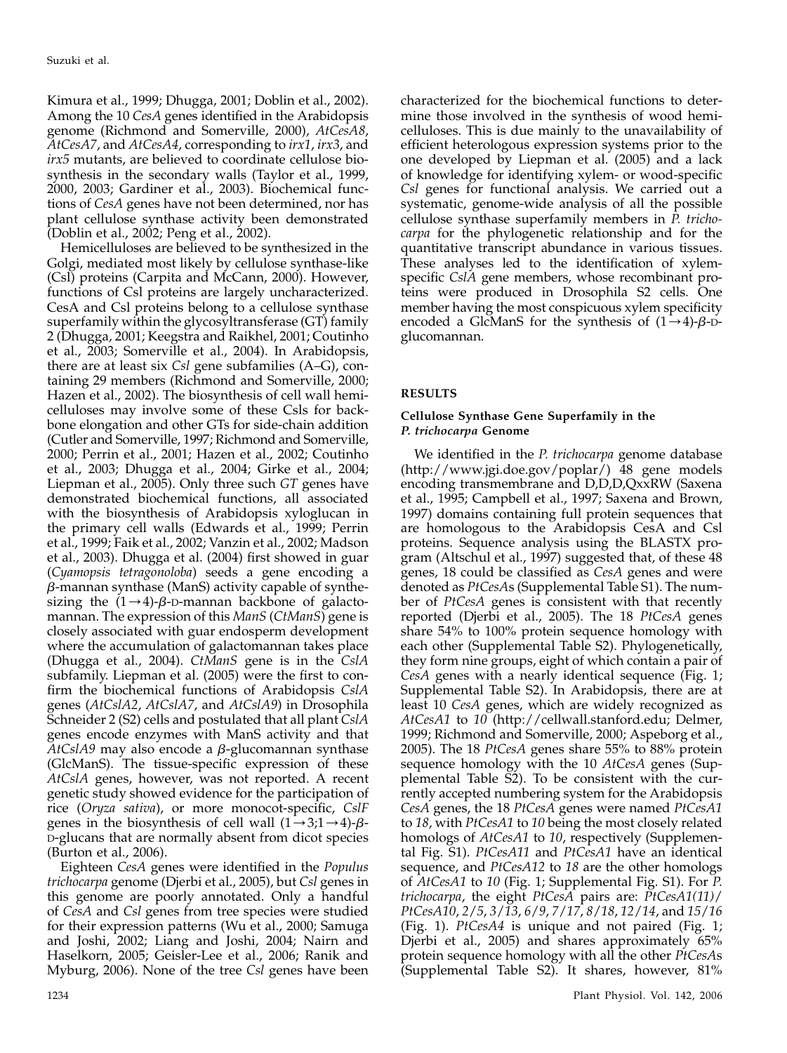Kimura et al., 1999; Dhugga, 2001; Doblin et al., 2002). Among the 10 *CesA* genes identified in the Arabidopsis genome (Richmond and Somerville, 2000), *AtCesA8*, *AtCesA7*, and *AtCesA4*, corresponding to *irx1*, *irx3*, and *irx5* mutants, are believed to coordinate cellulose biosynthesis in the secondary walls (Taylor et al., 1999, 2000, 2003; Gardiner et al., 2003). Biochemical functions of *CesA* genes have not been determined, nor has plant cellulose synthase activity been demonstrated (Doblin et al., 2002; Peng et al., 2002).

Hemicelluloses are believed to be synthesized in the Golgi, mediated most likely by cellulose synthase-like (Csl) proteins (Carpita and McCann, 2000). However, functions of Csl proteins are largely uncharacterized. CesA and Csl proteins belong to a cellulose synthase superfamily within the glycosyltransferase (GT) family 2 (Dhugga, 2001; Keegstra and Raikhel, 2001; Coutinho et al., 2003; Somerville et al., 2004). In Arabidopsis, there are at least six *Csl* gene subfamilies (A–G), containing 29 members (Richmond and Somerville, 2000; Hazen et al., 2002). The biosynthesis of cell wall hemicelluloses may involve some of these Csls for backbone elongation and other GTs for side-chain addition (Cutler and Somerville, 1997; Richmond and Somerville, 2000; Perrin et al., 2001; Hazen et al., 2002; Coutinho et al., 2003; Dhugga et al., 2004; Girke et al., 2004; Liepman et al., 2005). Only three such *GT* genes have demonstrated biochemical functions, all associated with the biosynthesis of Arabidopsis xyloglucan in the primary cell walls (Edwards et al., 1999; Perrin et al., 1999; Faik et al., 2002; Vanzin et al., 2002; Madson et al., 2003). Dhugga et al. (2004) first showed in guar (*Cyamopsis tetragonoloba*) seeds a gene encoding a $\beta$-mannan synthase (ManS) activity capable of synthesizing the $(1\rightarrow4)$-$\beta$-D-mannan backbone of galactomannan. The expression of this *ManS* (*CtManS*) gene is closely associated with guar endosperm development where the accumulation of galactomannan takes place (Dhugga et al., 2004). *CtManS* gene is in the *CslA* subfamily. Liepman et al. (2005) were the first to confirm the biochemical functions of Arabidopsis *CslA* genes (*AtCslA2*, *AtCslA7*, and *AtCslA9*) in Drosophila Schneider 2 (S2) cells and postulated that all plant *CslA* genes encode enzymes with ManS activity and that *AtCslA9* may also encode a $\beta$-glucomannan synthase (GlcManS). The tissue-specific expression of these *AtCslA* genes, however, was not reported. A recent genetic study showed evidence for the participation of rice (*Oryza sativa*), or more monocot-specific, *CslF* genes in the biosynthesis of cell wall $(1\rightarrow3;1\rightarrow4)$-$\beta$-D-glucans that are normally absent from dicot species (Burton et al., 2006).

Eighteen *CesA* genes were identified in the *Populus trichocarpa* genome (Djerbi et al., 2005), but *Csl* genes in this genome are poorly annotated. Only a handful of *CesA* and *Csl* genes from tree species were studied for their expression patterns (Wu et al., 2000; Samuga and Joshi, 2002; Liang and Joshi, 2004; Nairn and Haselkorn, 2005; Geisler-Lee et al., 2006; Ranik and Myburg, 2006). None of the tree *Csl* genes have been characterized for the biochemical functions to determine those involved in the synthesis of wood hemicelluloses. This is due mainly to the unavailability of efficient heterologous expression systems prior to the one developed by Liepman et al. (2005) and a lack of knowledge for identifying xylem- or wood-specific *Csl* genes for functional analysis. We carried out a systematic, genome-wide analysis of all the possible cellulose synthase superfamily members in *P. trichocarpa* for the phylogenetic relationship and for the quantitative transcript abundance in various tissues. These analyses led to the identification of xylem-specific *CslA* gene members, whose recombinant proteins were produced in Drosophila S2 cells. One member having the most conspicuous xylem specificity encoded a GlcManS for the synthesis of $(1\rightarrow4)$-$\beta$-D-glucomannan.

## RESULTS

### Cellulose Synthase Gene Superfamily in the *P. trichocarpa* Genome

We identified in the *P. trichocarpa* genome database (http://www.jgi.doe.gov/poplar/) 48 gene models encoding transmembrane and D,D,D,QxxRW (Saxena et al., 1995; Campbell et al., 1997; Saxena and Brown, 1997) domains containing full protein sequences that are homologous to the Arabidopsis CesA and Csl proteins. Sequence analysis using the BLASTX program (Altschul et al., 1997) suggested that, of these 48 genes, 18 could be classified as *CesA* genes and were denoted as *PtCesA*s (Supplemental Table S1). The number of *PtCesA* genes is consistent with that recently reported (Djerbi et al., 2005). The 18 *PtCesA* genes share 54% to 100% protein sequence homology with each other (Supplemental Table S2). Phylogenetically, they form nine groups, eight of which contain a pair of *CesA* genes with a nearly identical sequence (Fig. 1; Supplemental Table S2). In Arabidopsis, there are at least 10 *CesA* genes, which are widely recognized as *AtCesA1* to *10* (http://cellwall.stanford.edu; Delmer, 1999; Richmond and Somerville, 2000; Aspeborg et al., 2005). The 18 *PtCesA* genes share 55% to 88% protein sequence homology with the 10 *AtCesA* genes (Supplemental Table S2). To be consistent with the currently accepted numbering system for the Arabidopsis *CesA* genes, the 18 *PtCesA* genes were named *PtCesA1* to *18*, with *PtCesA1* to *10* being the most closely related homologs of *AtCesA1* to *10*, respectively (Supplemental Fig. S1). *PtCesA11* and *PtCesA1* have an identical sequence, and *PtCesA12* to *18* are the other homologs of *AtCesA1* to *10* (Fig. 1; Supplemental Fig. S1). For *P. trichocarpa*, the eight *PtCesA* pairs are: *PtCesA1(11)/PtCesA10*, *2/5*, *3/13*, *6/9*, *7/17*, *8/18*, *12/14*, and *15/16* (Fig. 1). *PtCesA4* is unique and not paired (Fig. 1; Djerbi et al., 2005) and shares approximately 65% protein sequence homology with all the other *PtCesA*s (Supplemental Table S2). It shares, however, 81%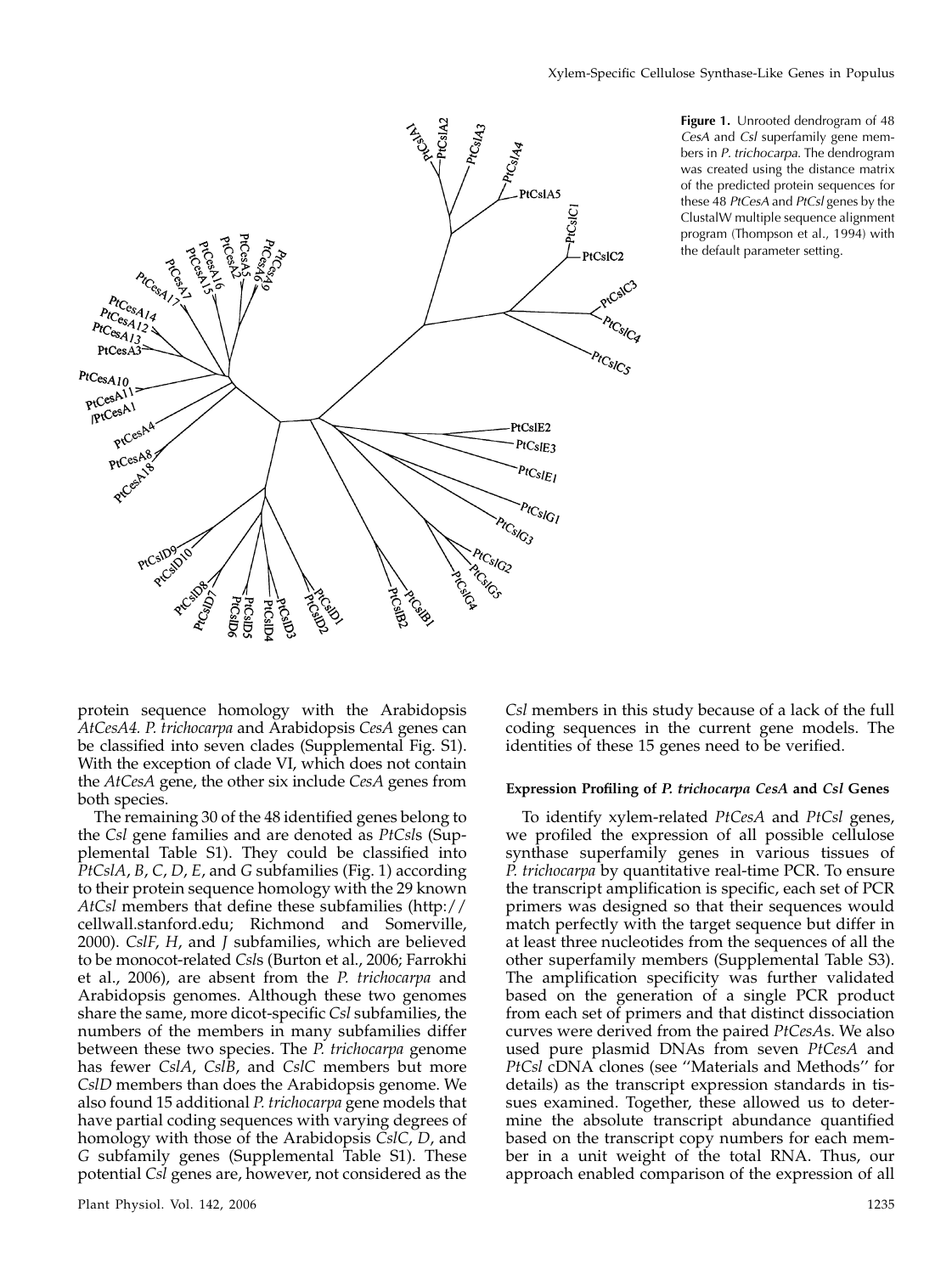**Figure 1.** Unrooted dendrogram of 48 *CesA* and *Csl* superfamily gene members in *P. trichocarpa*. The dendrogram was created using the distance matrix of the predicted protein sequences for these 48 *PtCesA* and *PtCsl* genes by the ClustalW multiple sequence alignment program (Thompson et al., 1994) with the default parameter setting.

protein sequence homology with the Arabidopsis *AtCesA4*. *P. trichocarpa* and Arabidopsis *CesA* genes can be classified into seven clades (Supplemental Fig. S1). With the exception of clade VI, which does not contain the *AtCesA* gene, the other six include *CesA* genes from both species.

The remaining 30 of the 48 identified genes belong to the *Csl* gene families and are denoted as *PtCsl*s (Supplemental Table S1). They could be classified into *PtCslA*, *B*, *C*, *D*, *E*, and *G* subfamilies (Fig. 1) according to their protein sequence homology with the 29 known *AtCsl* members that define these subfamilies (http://cellwall.stanford.edu; Richmond and Somerville, 2000). *CslF*, *H*, and *J* subfamilies, which are believed to be monocot-related *Csl*s (Burton et al., 2006; Farrokhi et al., 2006), are absent from the *P. trichocarpa* and Arabidopsis genomes. Although these two genomes share the same, more dicot-specific *Csl* subfamilies, the numbers of the members in many subfamilies differ between these two species. The *P. trichocarpa* genome has fewer *CslA*, *CslB*, and *CslC* members but more *CslD* members than does the Arabidopsis genome. We also found 15 additional *P. trichocarpa* gene models that have partial coding sequences with varying degrees of homology with those of the Arabidopsis *CslC*, *D*, and *G* subfamily genes (Supplemental Table S1). These potential *Csl* genes are, however, not considered as the *Csl* members in this study because of a lack of the full coding sequences in the current gene models. The identities of these 15 genes need to be verified.

### Expression Profiling of *P. trichocarpa CesA* and *Csl* Genes

To identify xylem-related *PtCesA* and *PtCsl* genes, we profiled the expression of all possible cellulose synthase superfamily genes in various tissues of *P. trichocarpa* by quantitative real-time PCR. To ensure the transcript amplification is specific, each set of PCR primers was designed so that their sequences would match perfectly with the target sequence but differ in at least three nucleotides from the sequences of all the other superfamily members (Supplemental Table S3). The amplification specificity was further validated based on the generation of a single PCR product from each set of primers and that distinct dissociation curves were derived from the paired *PtCesA*s. We also used pure plasmid DNAs from seven *PtCesA* and *PtCsl* cDNA clones (see ''Materials and Methods'' for details) as the transcript expression standards in tissues examined. Together, these allowed us to determine the absolute transcript abundance quantified based on the transcript copy numbers for each member in a unit weight of the total RNA. Thus, our approach enabled comparison of the expression of all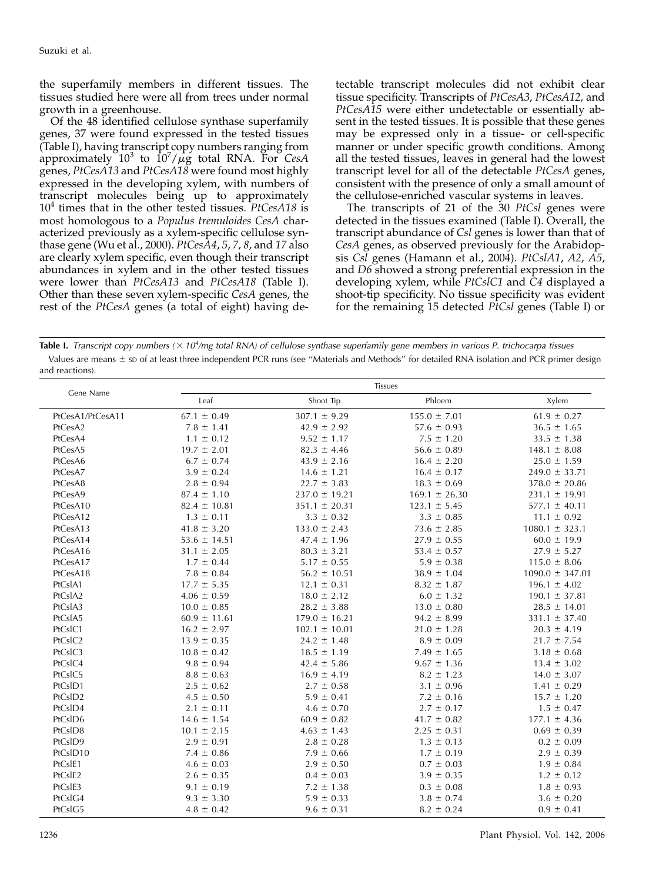the superfamily members in different tissues. The tissues studied here were all from trees under normal growth in a greenhouse.

Of the 48 identified cellulose synthase superfamily genes, 37 were found expressed in the tested tissues (Table I), having transcript copy numbers ranging from approximately $10^3$ to $10^7/\mu g$ total RNA. For *CesA* genes, *PtCesA13* and *PtCesA18* were found most highly expressed in the developing xylem, with numbers of transcript molecules being up to approximately $10^4$ times that in the other tested tissues. *PtCesA18* is most homologous to a *Populus tremuloides CesA* characterized previously as a xylem-specific cellulose synthase gene (Wu et al., 2000). *PtCesA4*, *5*, *7*, *8*, and *17* also are clearly xylem specific, even though their transcript abundances in xylem and in the other tested tissues were lower than *PtCesA13* and *PtCesA18* (Table I). Other than these seven xylem-specific *CesA* genes, the rest of the *PtCesA* genes (a total of eight) having detectable transcript molecules did not exhibit clear tissue specificity. Transcripts of *PtCesA3*, *PtCesA12*, and *PtCesA15* were either undetectable or essentially absent in the tested tissues. It is possible that these genes may be expressed only in a tissue- or cell-specific manner or under specific growth conditions. Among all the tested tissues, leaves in general had the lowest transcript level for all of the detectable *PtCesA* genes, consistent with the presence of only a small amount of the cellulose-enriched vascular systems in leaves.

The transcripts of 21 of the 30 *PtCsl* genes were detected in the tissues examined (Table I). Overall, the transcript abundance of *Csl* genes is lower than that of *CesA* genes, as observed previously for the Arabidopsis *Csl* genes (Hamann et al., 2004). *PtCslA1*, *A2*, *A5*, and *D6* showed a strong preferential expression in the developing xylem, while *PtCslC1* and *C4* displayed a shoot-tip specificity. No tissue specificity was evident for the remaining 15 detected *PtCsl* genes (Table I) or

**Table I.** *Transcript copy numbers ($\times 10^4$/mg total RNA) of cellulose synthase superfamily gene members in various P. trichocarpa tissues*

Values are means ± SD of at least three independent PCR runs (see "Materials and Methods" for detailed RNA isolation and PCR primer design and reactions).

| Gene Name | Tissues | | | |
|---|---|---|---|---|
| | Leaf | Shoot Tip | Phloem | Xylem |
| PtCesA1/PtCesA11 | 67.1 ± 0.49 | 307.1 ± 9.29 | 155.0 ± 7.01 | 61.9 ± 0.27 |
| PtCesA2 | 7.8 ± 1.41 | 42.9 ± 2.92 | 57.6 ± 0.93 | 36.5 ± 1.65 |
| PtCesA4 | 1.1 ± 0.12 | 9.52 ± 1.17 | 7.5 ± 1.20 | 33.5 ± 1.38 |
| PtCesA5 | 19.7 ± 2.01 | 82.3 ± 4.46 | 56.6 ± 0.89 | 148.1 ± 8.08 |
| PtCesA6 | 6.7 ± 0.74 | 43.9 ± 2.16 | 16.4 ± 2.20 | 25.0 ± 1.59 |
| PtCesA7 | 3.9 ± 0.24 | 14.6 ± 1.21 | 16.4 ± 0.17 | 249.0 ± 33.71 |
| PtCesA8 | 2.8 ± 0.94 | 22.7 ± 3.83 | 18.3 ± 0.69 | 378.0 ± 20.86 |
| PtCesA9 | 87.4 ± 1.10 | 237.0 ± 19.21 | 169.1 ± 26.30 | 231.1 ± 19.91 |
| PtCesA10 | 82.4 ± 10.81 | 351.1 ± 20.31 | 123.1 ± 5.45 | 577.1 ± 40.11 |
| PtCesA12 | 1.3 ± 0.11 | 3.3 ± 0.32 | 3.3 ± 0.85 | 11.1 ± 0.92 |
| PtCesA13 | 41.8 ± 3.20 | 133.0 ± 2.43 | 73.6 ± 2.85 | 1080.1 ± 323.1 |
| PtCesA14 | 53.6 ± 14.51 | 47.4 ± 1.96 | 27.9 ± 0.55 | 60.0 ± 19.9 |
| PtCesA16 | 31.1 ± 2.05 | 80.3 ± 3.21 | 53.4 ± 0.57 | 27.9 ± 5.27 |
| PtCesA17 | 1.7 ± 0.44 | 5.17 ± 0.55 | 5.9 ± 0.38 | 115.0 ± 8.06 |
| PtCesA18 | 7.8 ± 0.84 | 56.2 ± 10.51 | 38.9 ± 1.04 | 1090.0 ± 347.01 |
| PtCslA1 | 17.7 ± 5.35 | 12.1 ± 0.31 | 8.32 ± 1.87 | 196.1 ± 4.02 |
| PtCslA2 | 4.06 ± 0.59 | 18.0 ± 2.12 | 6.0 ± 1.32 | 190.1 ± 37.81 |
| PtCslA3 | 10.0 ± 0.85 | 28.2 ± 3.88 | 13.0 ± 0.80 | 28.5 ± 14.01 |
| PtCslA5 | 60.9 ± 11.61 | 179.0 ± 16.21 | 94.2 ± 8.99 | 331.1 ± 37.40 |
| PtCslC1 | 16.2 ± 2.97 | 102.1 ± 10.01 | 21.0 ± 1.28 | 20.3 ± 4.19 |
| PtCslC2 | 13.9 ± 0.35 | 24.2 ± 1.48 | 8.9 ± 0.09 | 21.7 ± 7.54 |
| PtCslC3 | 10.8 ± 0.42 | 18.5 ± 1.19 | 7.49 ± 1.65 | 3.18 ± 0.68 |
| PtCslC4 | 9.8 ± 0.94 | 42.4 ± 5.86 | 9.67 ± 1.36 | 13.4 ± 3.02 |
| PtCslC5 | 8.8 ± 0.63 | 16.9 ± 4.19 | 8.2 ± 1.23 | 14.0 ± 3.07 |
| PtCslD1 | 2.5 ± 0.62 | 2.7 ± 0.58 | 3.1 ± 0.96 | 1.41 ± 0.29 |
| PtCslD2 | 4.5 ± 0.50 | 5.9 ± 0.41 | 7.2 ± 0.16 | 15.7 ± 1.20 |
| PtCslD4 | 2.1 ± 0.11 | 4.6 ± 0.70 | 2.7 ± 0.17 | 1.5 ± 0.47 |
| PtCslD6 | 14.6 ± 1.54 | 60.9 ± 0.82 | 41.7 ± 0.82 | 177.1 ± 4.36 |
| PtCslD8 | 10.1 ± 2.15 | 4.63 ± 1.43 | 2.25 ± 0.31 | 0.69 ± 0.39 |
| PtCslD9 | 2.9 ± 0.91 | 2.8 ± 0.28 | 1.3 ± 0.13 | 0.2 ± 0.09 |
| PtCslD10 | 7.4 ± 0.86 | 7.9 ± 0.66 | 1.7 ± 0.19 | 2.9 ± 0.39 |
| PtCslE1 | 4.6 ± 0.03 | 2.9 ± 0.50 | 0.7 ± 0.03 | 1.9 ± 0.84 |
| PtCslE2 | 2.6 ± 0.35 | 0.4 ± 0.03 | 3.9 ± 0.35 | 1.2 ± 0.12 |
| PtCslE3 | 9.1 ± 0.19 | 7.2 ± 1.38 | 0.3 ± 0.08 | 1.8 ± 0.93 |
| PtCslG4 | 9.3 ± 3.30 | 5.9 ± 0.33 | 3.8 ± 0.74 | 3.6 ± 0.20 |
| PtCslG5 | 4.8 ± 0.42 | 9.6 ± 0.31 | 8.2 ± 0.24 | 0.9 ± 0.41 |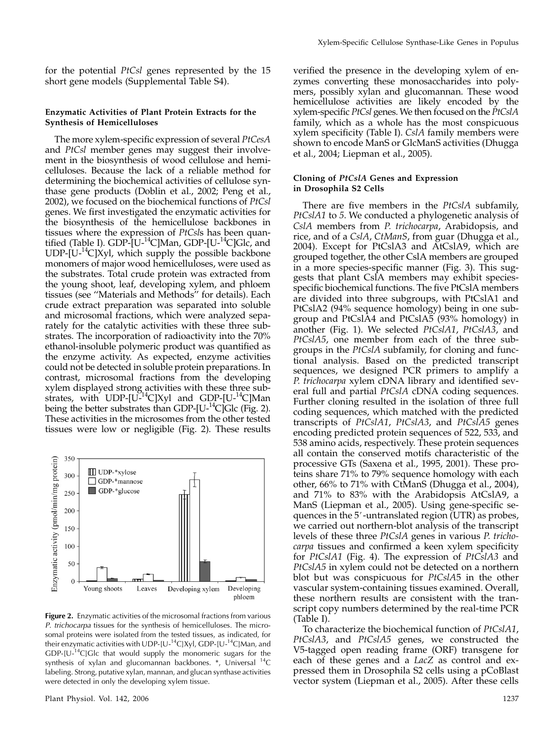for the potential *PtCsl* genes represented by the 15 short gene models (Supplemental Table S4).

#### Enzymatic Activities of Plant Protein Extracts for the Synthesis of Hemicelluloses

The more xylem-specific expression of several *PtCesA* and *PtCsl* member genes may suggest their involvement in the biosynthesis of wood cellulose and hemicelluloses. Because the lack of a reliable method for determining the biochemical activities of cellulose synthase gene products (Doblin et al., 2002; Peng et al., 2002), we focused on the biochemical functions of *PtCsl* genes. We first investigated the enzymatic activities for the biosynthesis of the hemicellulose backbones in tissues where the expression of *PtCsl*s has been quantified (Table I). GDP-[U-$^{14}$C]Man, GDP-[U-$^{14}$C]Glc, and UDP-[U-$^{14}$C]Xyl, which supply the possible backbone monomers of major wood hemicelluloses, were used as the substrates. Total crude protein was extracted from the young shoot, leaf, developing xylem, and phloem tissues (see "Materials and Methods" for details). Each crude extract preparation was separated into soluble and microsomal fractions, which were analyzed separately for the catalytic activities with these three substrates. The incorporation of radioactivity into the 70% ethanol-insoluble polymeric product was quantified as the enzyme activity. As expected, enzyme activities could not be detected in soluble protein preparations. In contrast, microsomal fractions from the developing xylem displayed strong activities with these three substrates, with UDP-[U-$^{14}$C]Xyl and GDP-[U-$^{14}$C]Man being the better substrates than GDP-[U-$^{14}$C]Glc (Fig. 2). These activities in the microsomes from the other tested tissues were low or negligible (Fig. 2). These results verified the presence in the developing xylem of enzymes converting these monosaccharides into polymers, possibly xylan and glucomannan. These wood hemicellulose activities are likely encoded by the xylem-specific *PtCsl* genes. We then focused on the *PtCslA* family, which as a whole has the most conspicuous xylem specificity (Table I). *CslA* family members were shown to encode ManS or GlcManS activities (Dhugga et al., 2004; Liepman et al., 2005).

**Figure 2.** Enzymatic activities of the microsomal fractions from various *P. trichocarpa* tissues for the synthesis of hemicelluloses. The microsomal proteins were isolated from the tested tissues, as indicated, for their enzymatic activities with UDP-[U-$^{14}$C]Xyl, GDP-[U-$^{14}$C]Man, and GDP-[U-$^{14}$C]Glc that would supply the monomeric sugars for the synthesis of xylan and glucomannan backbones. *, Universal $^{14}$C labeling. Strong, putative xylan, mannan, and glucan synthase activities were detected in only the developing xylem tissue.

#### Cloning of *PtCslA* Genes and Expression in Drosophila S2 Cells

There are five members in the *PtCslA* subfamily, *PtCslA1* to *5*. We conducted a phylogenetic analysis of *CslA* members from *P. trichocarpa*, Arabidopsis, and rice, and of a *CslA*, *CtManS*, from guar (Dhugga et al., 2004). Except for PtCslA3 and AtCslA9, which are grouped together, the other CslA members are grouped in a more species-specific manner (Fig. 3). This suggests that plant CslA members may exhibit species-specific biochemical functions. The five PtCslA members are divided into three subgroups, with PtCslA1 and PtCslA2 (94% sequence homology) being in one subgroup and PtCslA4 and PtCslA5 (93% homology) in another (Fig. 1). We selected *PtCslA1*, *PtCslA3*, and *PtCslA5*, one member from each of the three subgroups in the *PtCslA* subfamily, for cloning and functional analysis. Based on the predicted transcript sequences, we designed PCR primers to amplify a *P. trichocarpa* xylem cDNA library and identified several full and partial *PtCslA* cDNA coding sequences. Further cloning resulted in the isolation of three full coding sequences, which matched with the predicted transcripts of *PtCslA1*, *PtCslA3*, and *PtCslA5* genes encoding predicted protein sequences of 522, 533, and 538 amino acids, respectively. These protein sequences all contain the conserved motifs characteristic of the processive GTs (Saxena et al., 1995, 2001). These proteins share 71% to 79% sequence homology with each other, 66% to 71% with CtManS (Dhugga et al., 2004), and 71% to 83% with the Arabidopsis AtCslA9, a ManS (Liepman et al., 2005). Using gene-specific sequences in the 5′-untranslated region (UTR) as probes, we carried out northern-blot analysis of the transcript levels of these three *PtCslA* genes in various *P. trichocarpa* tissues and confirmed a keen xylem specificity for *PtCslA1* (Fig. 4). The expression of *PtCslA3* and *PtCslA5* in xylem could not be detected on a northern blot but was conspicuous for *PtCslA5* in the other vascular system-containing tissues examined. Overall, these northern results are consistent with the transcript copy numbers determined by the real-time PCR (Table I).

To characterize the biochemical function of *PtCslA1*, *PtCslA3*, and *PtCslA5* genes, we constructed the V5-tagged open reading frame (ORF) transgene for each of these genes and a *LacZ* as control and expressed them in Drosophila S2 cells using a pCoBlast vector system (Liepman et al., 2005). After these cells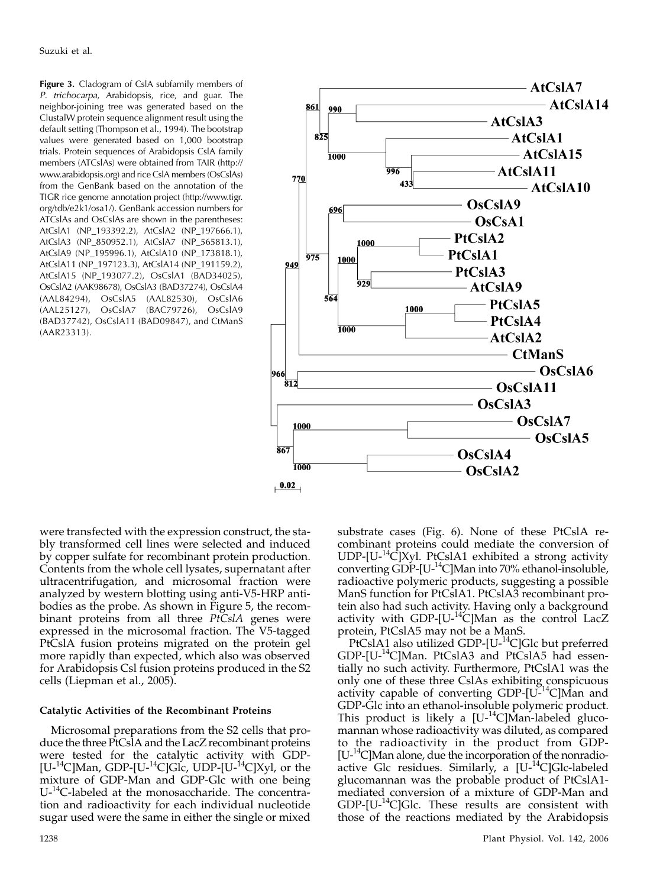**Figure 3.** Cladogram of CslA subfamily members of *P. trichocarpa*, Arabidopsis, rice, and guar. The neighbor-joining tree was generated based on the ClustalW protein sequence alignment result using the default setting (Thompson et al., 1994). The bootstrap values were generated based on 1,000 bootstrap trials. Protein sequences of Arabidopsis CslA family members (ATCslAs) were obtained from TAIR (http://www.arabidopsis.org) and rice CslA members (OsCslAs) from the GenBank based on the annotation of the TIGR rice genome annotation project (http://www.tigr.org/tdb/e2k1/osa1/). GenBank accession numbers for ATCslAs and OsCslAs are shown in the parentheses: AtCslA1 (NP_193392.2), AtCslA2 (NP_197666.1), AtCslA3 (NP_850952.1), AtCslA7 (NP_565813.1), AtCslA9 (NP_195996.1), AtCslA10 (NP_173818.1), AtCslA11 (NP_197123.3), AtCslA14 (NP_191159.2), AtCslA15 (NP_193077.2), OsCslA1 (BAD34025), OsCslA2 (AAK98678), OsCslA3 (BAD37274), OsCslA4 (AAL84294), OsCslA5 (AAL82530), OsCslA6 (AAL25127), OsCslA7 (BAC79726), OsCslA9 (BAD37742), OsCslA11 (BAD09847), and CtManS (AAR23313).

were transfected with the expression construct, the stably transformed cell lines were selected and induced by copper sulfate for recombinant protein production. Contents from the whole cell lysates, supernatant after ultracentrifugation, and microsomal fraction were analyzed by western blotting using anti-V5-HRP antibodies as the probe. As shown in Figure 5, the recombinant proteins from all three *PtCslA* genes were expressed in the microsomal fraction. The V5-tagged PtCslA fusion proteins migrated on the protein gel more rapidly than expected, which also was observed for Arabidopsis Csl fusion proteins produced in the S2 cells (Liepman et al., 2005).

### Catalytic Activities of the Recombinant Proteins

Microsomal preparations from the S2 cells that produce the three PtCslA and the LacZ recombinant proteins were tested for the catalytic activity with GDP-[U-$^{14}$C]Man, GDP-[U-$^{14}$C]Glc, UDP-[U-$^{14}$C]Xyl, or the mixture of GDP-Man and GDP-Glc with one being U-$^{14}$C-labeled at the monosaccharide. The concentration and radioactivity for each individual nucleotide sugar used were the same in either the single or mixed substrate cases (Fig. 6). None of these PtCslA recombinant proteins could mediate the conversion of UDP-[U-$^{14}$C]Xyl. PtCslA1 exhibited a strong activity converting GDP-[U-$^{14}$C]Man into 70% ethanol-insoluble, radioactive polymeric products, suggesting a possible ManS function for PtCslA1. PtCslA3 recombinant protein also had such activity. Having only a background activity with GDP-[U-$^{14}$C]Man as the control LacZ protein, PtCslA5 may not be a ManS.

PtCslA1 also utilized GDP-[U-$^{14}$C]Glc but preferred GDP-[U-$^{14}$C]Man. PtCslA3 and PtCslA5 had essentially no such activity. Furthermore, PtCslA1 was the only one of these three CslAs exhibiting conspicuous activity capable of converting GDP-[U-$^{14}$C]Man and GDP-Glc into an ethanol-insoluble polymeric product. This product is likely a [U-$^{14}$C]Man-labeled glucomannan whose radioactivity was diluted, as compared to the radioactivity in the product from GDP-[U-$^{14}$C]Man alone, due the incorporation of the nonradioactive Glc residues. Similarly, a [U-$^{14}$C]Glc-labeled glucomannan was the probable product of PtCslA1-mediated conversion of a mixture of GDP-Man and GDP-[U-$^{14}$C]Glc. These results are consistent with those of the reactions mediated by the Arabidopsis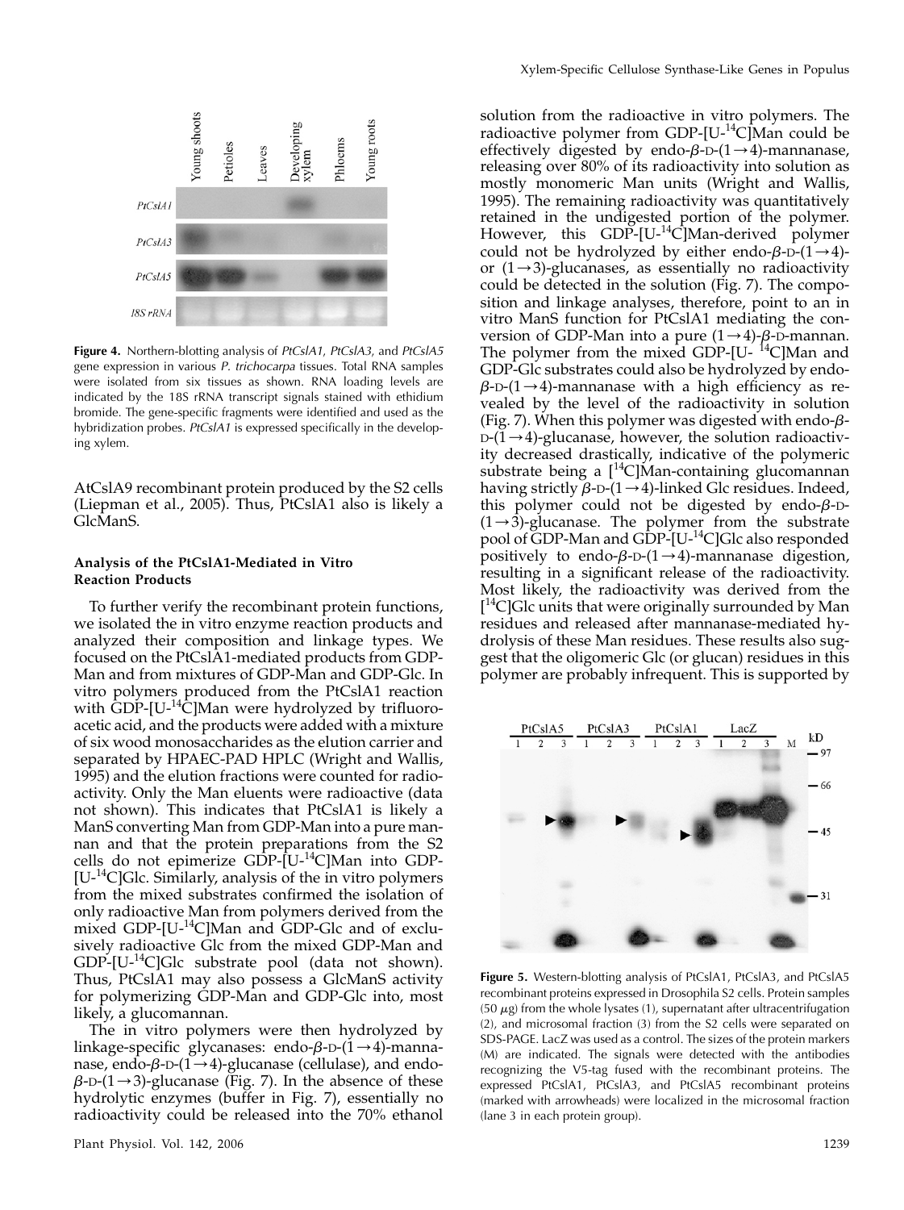**Figure 4.** Northern-blotting analysis of *PtCslA1*, *PtCslA3*, and *PtCslA5* gene expression in various *P. trichocarpa* tissues. Total RNA samples were isolated from six tissues as shown. RNA loading levels are indicated by the 18S rRNA transcript signals stained with ethidium bromide. The gene-specific fragments were identified and used as the hybridization probes. *PtCslA1* is expressed specifically in the developing xylem.

AtCslA9 recombinant protein produced by the S2 cells (Liepman et al., 2005). Thus, PtCslA1 also is likely a GlcManS.

### Analysis of the PtCslA1-Mediated in Vitro Reaction Products

To further verify the recombinant protein functions, we isolated the in vitro enzyme reaction products and analyzed their composition and linkage types. We focused on the PtCslA1-mediated products from GDP-Man and from mixtures of GDP-Man and GDP-Glc. In vitro polymers produced from the PtCslA1 reaction with GDP-[U-$^{14}$C]Man were hydrolyzed by trifluoroacetic acid, and the products were added with a mixture of six wood monosaccharides as the elution carrier and separated by HPAEC-PAD HPLC (Wright and Wallis, 1995) and the elution fractions were counted for radioactivity. Only the Man eluents were radioactive (data not shown). This indicates that PtCslA1 is likely a ManS converting Man from GDP-Man into a pure mannan and that the protein preparations from the S2 cells do not epimerize GDP-[U-$^{14}$C]Man into GDP-[U-$^{14}$C]Glc. Similarly, analysis of the in vitro polymers from the mixed substrates confirmed the isolation of only radioactive Man from polymers derived from the mixed GDP-[U-$^{14}$C]Man and GDP-Glc and of exclusively radioactive Glc from the mixed GDP-Man and GDP-[U-$^{14}$C]Glc substrate pool (data not shown). Thus, PtCslA1 may also possess a GlcManS activity for polymerizing GDP-Man and GDP-Glc into, most likely, a glucomannan.

The in vitro polymers were then hydrolyzed by linkage-specific glycanases: endo-$\beta$-D-(1→4)-mannanase, endo-$\beta$-D-(1→4)-glucanase (cellulase), and endo-$\beta$-D-(1→3)-glucanase (Fig. 7). In the absence of these hydrolytic enzymes (buffer in Fig. 7), essentially no radioactivity could be released into the 70% ethanol solution from the radioactive in vitro polymers. The radioactive polymer from GDP-[U-$^{14}$C]Man could be effectively digested by endo-$\beta$-D-(1→4)-mannanase, releasing over 80% of its radioactivity into solution as mostly monomeric Man units (Wright and Wallis, 1995). The remaining radioactivity was quantitatively retained in the undigested portion of the polymer. However, this GDP-[U-$^{14}$C]Man-derived polymer could not be hydrolyzed by either endo-$\beta$-D-(1→4)- or (1→3)-glucanases, as essentially no radioactivity could be detected in the solution (Fig. 7). The composition and linkage analyses, therefore, point to an in vitro ManS function for PtCslA1 mediating the conversion of GDP-Man into a pure (1→4)-$\beta$-D-mannan. The polymer from the mixed GDP-[U-$^{14}$C]Man and GDP-Glc substrates could also be hydrolyzed by endo-$\beta$-D-(1→4)-mannanase with a high efficiency as revealed by the level of the radioactivity in solution (Fig. 7). When this polymer was digested with endo-$\beta$-D-(1→4)-glucanase, however, the solution radioactivity decreased drastically, indicative of the polymeric substrate being a [$^{14}$C]Man-containing glucomannan having strictly $\beta$-D-(1→4)-linked Glc residues. Indeed, this polymer could not be digested by endo-$\beta$-D-(1→3)-glucanase. The polymer from the substrate pool of GDP-Man and GDP-[U-$^{14}$C]Glc also responded positively to endo-$\beta$-D-(1→4)-mannanase digestion, resulting in a significant release of the radioactivity. Most likely, the radioactivity was derived from the [$^{14}$C]Glc units that were originally surrounded by Man residues and released after mannanase-mediated hydrolysis of these Man residues. These results also suggest that the oligomeric Glc (or glucan) residues in this polymer are probably infrequent. This is supported by

**Figure 5.** Western-blotting analysis of PtCslA1, PtCslA3, and PtCslA5 recombinant proteins expressed in Drosophila S2 cells. Protein samples (50 $\mu$g) from the whole lysates (1), supernatant after ultracentrifugation (2), and microsomal fraction (3) from the S2 cells were separated on SDS-PAGE. LacZ was used as a control. The sizes of the protein markers (M) are indicated. The signals were detected with the antibodies recognizing the V5-tag fused with the recombinant proteins. The expressed PtCslA1, PtCslA3, and PtCslA5 recombinant proteins (marked with arrowheads) were localized in the microsomal fraction (lane 3 in each protein group).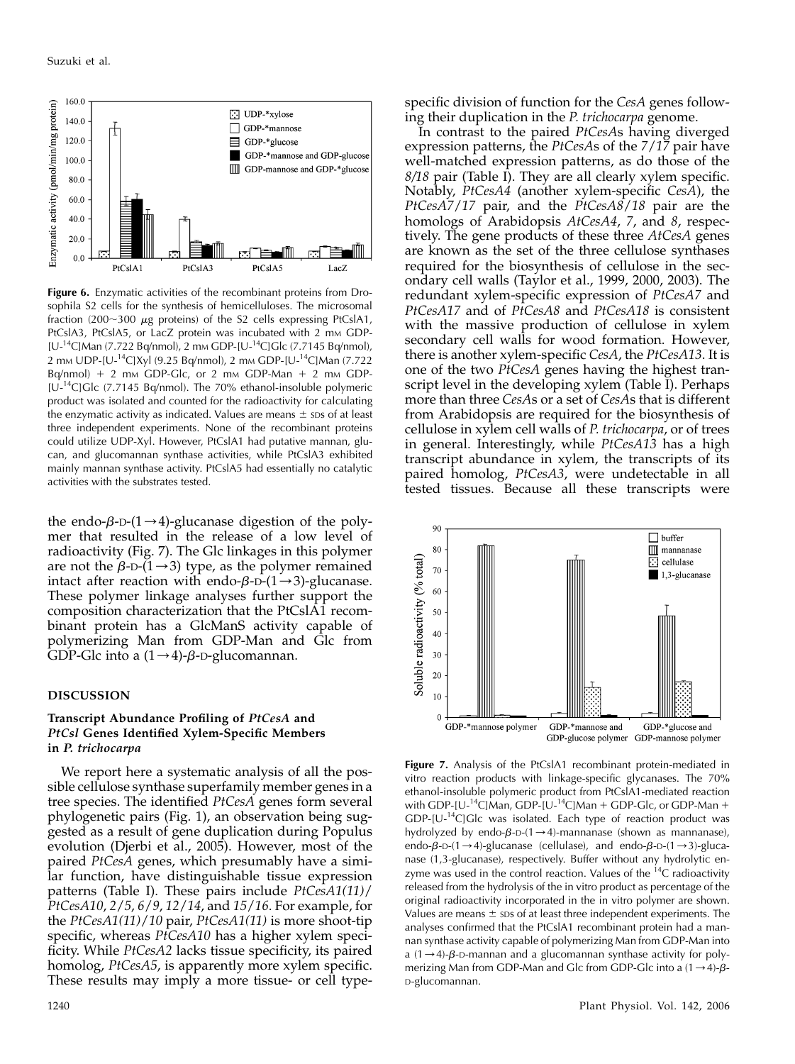**Figure 6.** Enzymatic activities of the recombinant proteins from Drosophila S2 cells for the synthesis of hemicelluloses. The microsomal fraction (200~300 $\mu$g proteins) of the S2 cells expressing PtCslA1, PtCslA3, PtCslA5, or LacZ protein was incubated with 2 mM GDP-[U-$^{14}$C]Man (7.722 Bq/nmol), 2 mM GDP-[U-$^{14}$C]Glc (7.7145 Bq/nmol), 2 mM UDP-[U-$^{14}$C]Xyl (9.25 Bq/nmol), 2 mM GDP-[U-$^{14}$C]Man (7.722 Bq/nmol) + 2 mM GDP-Glc, or 2 mM GDP-Man + 2 mM GDP-[U-$^{14}$C]Glc (7.7145 Bq/nmol). The 70% ethanol-insoluble polymeric product was isolated and counted for the radioactivity for calculating the enzymatic activity as indicated. Values are means ± SDs of at least three independent experiments. None of the recombinant proteins could utilize UDP-Xyl. However, PtCslA1 had putative mannan, glucan, and glucomannan synthase activities, while PtCslA3 exhibited mainly mannan synthase activity. PtCslA5 had essentially no catalytic activities with the substrates tested.

the endo-$\beta$-D-(1→4)-glucanase digestion of the polymer that resulted in the release of a low level of radioactivity (Fig. 7). The Glc linkages in this polymer are not the $\beta$-D-(1→3) type, as the polymer remained intact after reaction with endo-$\beta$-D-(1→3)-glucanase. These polymer linkage analyses further support the composition characterization that the PtCslA1 recombinant protein has a GlcManS activity capable of polymerizing Man from GDP-Man and Glc from GDP-Glc into a (1→4)-$\beta$-D-glucomannan.

## DISCUSSION

### Transcript Abundance Profiling of *PtCesA* and *PtCsl* Genes Identified Xylem-Specific Members in *P. trichocarpa*

We report here a systematic analysis of all the possible cellulose synthase superfamily member genes in a tree species. The identified *PtCesA* genes form several phylogenetic pairs (Fig. 1), an observation being suggested as a result of gene duplication during Populus evolution (Djerbi et al., 2005). However, most of the paired *PtCesA* genes, which presumably have a similar function, have distinguishable tissue expression patterns (Table I). These pairs include *PtCesA1(11)*/*PtCesA10*, *2*/*5*, *6*/*9*, *12*/*14*, and *15*/*16*. For example, for the *PtCesA1(11)*/*10* pair, *PtCesA1(11)* is more shoot-tip specific, whereas *PtCesA10* has a higher xylem specificity. While *PtCesA2* lacks tissue specificity, its paired homolog, *PtCesA5*, is apparently more xylem specific. These results may imply a more tissue- or cell type-specific division of function for the *CesA* genes following their duplication in the *P. trichocarpa* genome.

In contrast to the paired *PtCesA*s having diverged expression patterns, the *PtCesA*s of the *7*/*17* pair have well-matched expression patterns, as do those of the *8*/*18* pair (Table I). They are all clearly xylem specific. Notably, *PtCesA4* (another xylem-specific *CesA*), the *PtCesA7*/*17* pair, and the *PtCesA8*/*18* pair are the homologs of Arabidopsis *AtCesA4*, *7*, and *8*, respectively. The gene products of these three *AtCesA* genes are known as the set of the three cellulose synthases required for the biosynthesis of cellulose in the secondary cell walls (Taylor et al., 1999, 2000, 2003). The redundant xylem-specific expression of *PtCesA7* and *PtCesA17* and of *PtCesA8* and *PtCesA18* is consistent with the massive production of cellulose in xylem secondary cell walls for wood formation. However, there is another xylem-specific *CesA*, the *PtCesA13*. It is one of the two *PtCesA* genes having the highest transcript level in the developing xylem (Table I). Perhaps more than three *CesA*s or a set of *CesA*s that is different from Arabidopsis are required for the biosynthesis of cellulose in xylem cell walls of *P. trichocarpa*, or of trees in general. Interestingly, while *PtCesA13* has a high transcript abundance in xylem, the transcripts of its paired homolog, *PtCesA3*, were undetectable in all tested tissues. Because all these transcripts were

**Figure 7.** Analysis of the PtCslA1 recombinant protein-mediated in vitro reaction products with linkage-specific glycanases. The 70% ethanol-insoluble polymeric product from PtCslA1-mediated reaction with GDP-[U-$^{14}$C]Man, GDP-[U-$^{14}$C]Man + GDP-Glc, or GDP-Man + GDP-[U-$^{14}$C]Glc was isolated. Each type of reaction product was hydrolyzed by endo-$\beta$-D-(1→4)-mannanase (shown as mannanase), endo-$\beta$-D-(1→4)-glucanase (cellulase), and endo-$\beta$-D-(1→3)-glucanase (1,3-glucanase), respectively. Buffer without any hydrolytic enzyme was used in the control reaction. Values of the $^{14}$C radioactivity released from the hydrolysis of the in vitro product as percentage of the original radioactivity incorporated in the in vitro polymer are shown. Values are means ± SDs of at least three independent experiments. The analyses confirmed that the PtCslA1 recombinant protein had a mannan synthase activity capable of polymerizing Man from GDP-Man into a (1→4)-$\beta$-D-mannan and a glucomannan synthase activity for polymerizing Man from GDP-Man and Glc from GDP-Glc into a (1→4)-$\beta$-D-glucomannan.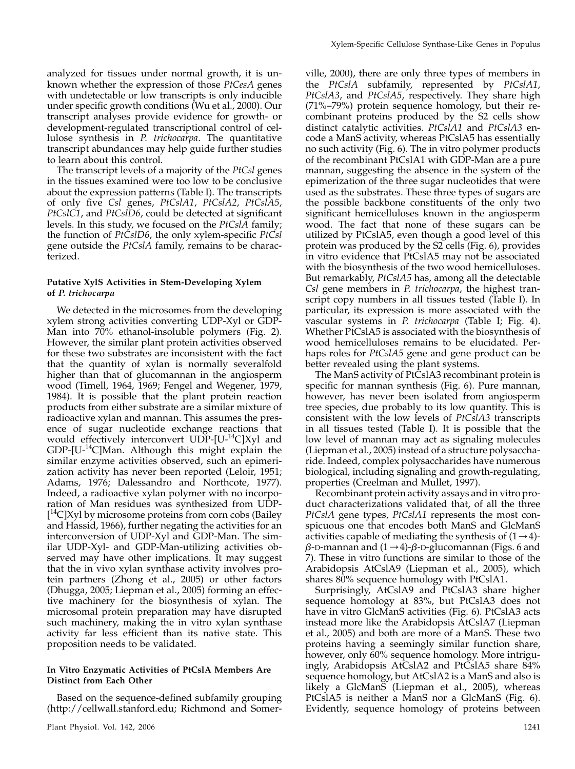analyzed for tissues under normal growth, it is unknown whether the expression of those *PtCesA* genes with undetectable or low transcripts is only inducible under specific growth conditions (Wu et al., 2000). Our transcript analyses provide evidence for growth- or development-regulated transcriptional control of cellulose synthesis in *P. trichocarpa*. The quantitative transcript abundances may help guide further studies to learn about this control.

The transcript levels of a majority of the *PtCsl* genes in the tissues examined were too low to be conclusive about the expression patterns (Table I). The transcripts of only five *Csl* genes, *PtCslA1*, *PtCslA2*, *PtCslA5*, *PtCslC1*, and *PtCslD6*, could be detected at significant levels. In this study, we focused on the *PtCslA* family; the function of *PtCslD6*, the only xylem-specific *PtCsl* gene outside the *PtCslA* family, remains to be characterized.

### Putative XylS Activities in Stem-Developing Xylem of *P. trichocarpa*

We detected in the microsomes from the developing xylem strong activities converting UDP-Xyl or GDP-Man into 70% ethanol-insoluble polymers (Fig. 2). However, the similar plant protein activities observed for these two substrates are inconsistent with the fact that the quantity of xylan is normally severalfold higher than that of glucomannan in the angiosperm wood (Timell, 1964, 1969; Fengel and Wegener, 1979, 1984). It is possible that the plant protein reaction products from either substrate are a similar mixture of radioactive xylan and mannan. This assumes the presence of sugar nucleotide exchange reactions that would effectively interconvert UDP-[U-$^{14}$C]Xyl and GDP-[U-$^{14}$C]Man. Although this might explain the similar enzyme activities observed, such an epimerization activity has never been reported (Leloir, 1951; Adams, 1976; Dalessandro and Northcote, 1977). Indeed, a radioactive xylan polymer with no incorporation of Man residues was synthesized from UDP-[$^{14}$C]Xyl by microsome proteins from corn cobs (Bailey and Hassid, 1966), further negating the activities for an interconversion of UDP-Xyl and GDP-Man. The similar UDP-Xyl- and GDP-Man-utilizing activities observed may have other implications. It may suggest that the in vivo xylan synthase activity involves protein partners (Zhong et al., 2005) or other factors (Dhugga, 2005; Liepman et al., 2005) forming an effective machinery for the biosynthesis of xylan. The microsomal protein preparation may have disrupted such machinery, making the in vitro xylan synthase activity far less efficient than its native state. This proposition needs to be validated.

### In Vitro Enzymatic Activities of PtCslA Members Are Distinct from Each Other

Based on the sequence-defined subfamily grouping (http://cellwall.stanford.edu; Richmond and Somerville, 2000), there are only three types of members in the *PtCslA* subfamily, represented by *PtCslA1*, *PtCslA3*, and *PtCslA5*, respectively. They share high (71%–79%) protein sequence homology, but their recombinant proteins produced by the S2 cells show distinct catalytic activities. *PtCslA1* and *PtCslA3* encode a ManS activity, whereas PtCslA5 has essentially no such activity (Fig. 6). The in vitro polymer products of the recombinant PtCslA1 with GDP-Man are a pure mannan, suggesting the absence in the system of the epimerization of the three sugar nucleotides that were used as the substrates. These three types of sugars are the possible backbone constituents of the only two significant hemicelluloses known in the angiosperm wood. The fact that none of these sugars can be utilized by PtCslA5, even though a good level of this protein was produced by the S2 cells (Fig. 6), provides in vitro evidence that PtCslA5 may not be associated with the biosynthesis of the two wood hemicelluloses. But remarkably, *PtCslA5* has, among all the detectable *Csl* gene members in *P. trichocarpa*, the highest transcript copy numbers in all tissues tested (Table I). In particular, its expression is more associated with the vascular systems in *P. trichocarpa* (Table I; Fig. 4). Whether PtCslA5 is associated with the biosynthesis of wood hemicelluloses remains to be elucidated. Perhaps roles for *PtCslA5* gene and gene product can be better revealed using the plant systems.

The ManS activity of PtCslA3 recombinant protein is specific for mannan synthesis (Fig. 6). Pure mannan, however, has never been isolated from angiosperm tree species, due probably to its low quantity. This is consistent with the low levels of *PtCslA3* transcripts in all tissues tested (Table I). It is possible that the low level of mannan may act as signaling molecules (Liepman et al., 2005) instead of a structure polysaccharide. Indeed, complex polysaccharides have numerous biological, including signaling and growth-regulating, properties (Creelman and Mullet, 1997).

Recombinant protein activity assays and in vitro product characterizations validated that, of all the three *PtCslA* gene types, *PtCslA1* represents the most conspicuous one that encodes both ManS and GlcManS activities capable of mediating the synthesis of $(1\rightarrow4)$-$\beta$-D-mannan and $(1\rightarrow4)$-$\beta$-D-glucomannan (Figs. 6 and 7). These in vitro functions are similar to those of the Arabidopsis AtCslA9 (Liepman et al., 2005), which shares 80% sequence homology with PtCslA1.

Surprisingly, AtCslA9 and PtCslA3 share higher sequence homology at 83%, but PtCslA3 does not have in vitro GlcManS activities (Fig. 6). PtCslA3 acts instead more like the Arabidopsis AtCslA7 (Liepman et al., 2005) and both are more of a ManS. These two proteins having a seemingly similar function share, however, only 60% sequence homology. More intriguingly, Arabidopsis AtCslA2 and PtCslA5 share 84% sequence homology, but AtCslA2 is a ManS and also is likely a GlcManS (Liepman et al., 2005), whereas PtCslA5 is neither a ManS nor a GlcManS (Fig. 6). Evidently, sequence homology of proteins between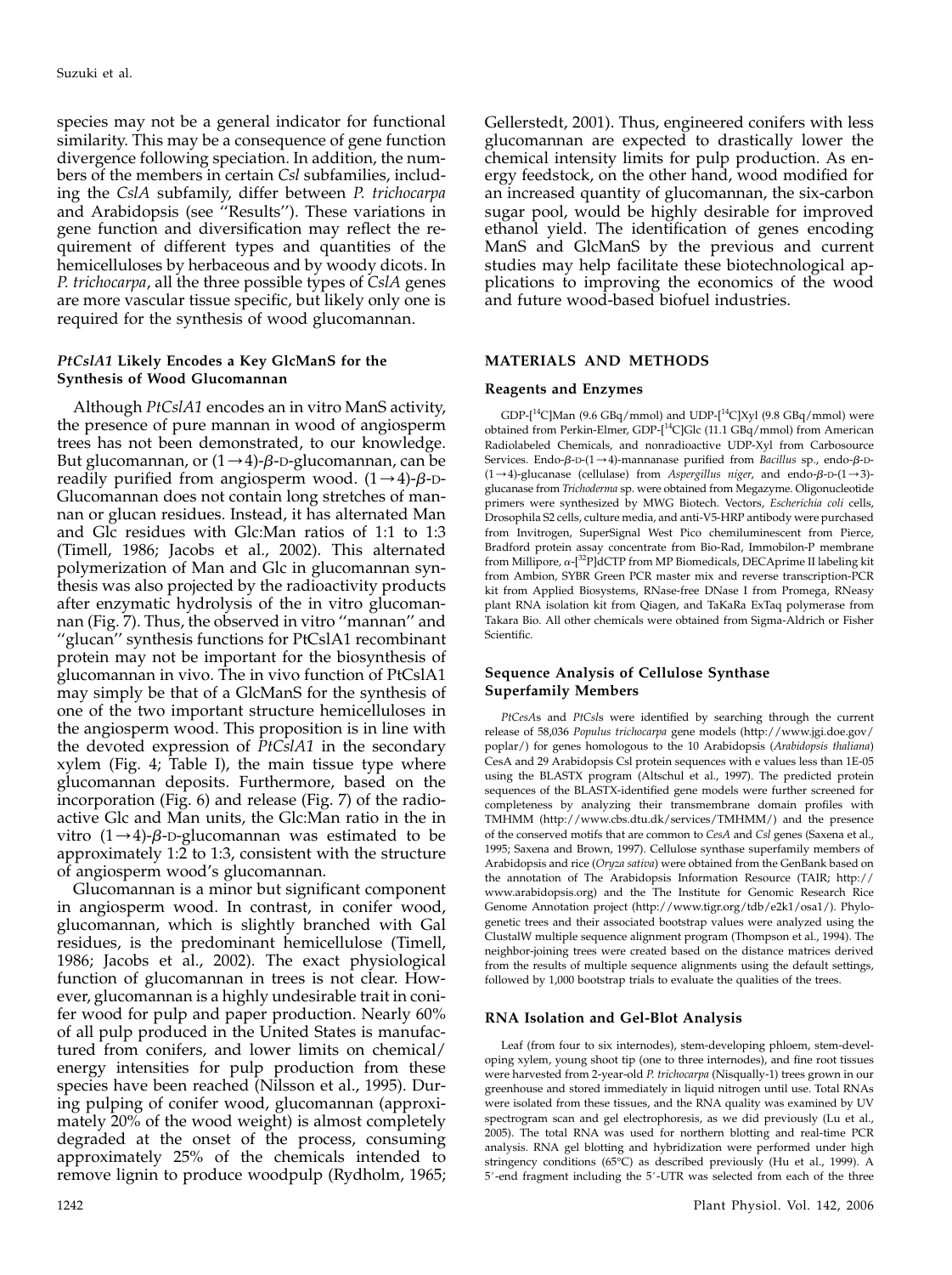species may not be a general indicator for functional similarity. This may be a consequence of gene function divergence following speciation. In addition, the numbers of the members in certain *Csl* subfamilies, including the *CslA* subfamily, differ between *P. trichocarpa* and Arabidopsis (see "Results"). These variations in gene function and diversification may reflect the requirement of different types and quantities of the hemicelluloses by herbaceous and by woody dicots. In *P. trichocarpa*, all the three possible types of *CslA* genes are more vascular tissue specific, but likely only one is required for the synthesis of wood glucomannan.

### *PtCslA1* Likely Encodes a Key GlcManS for the Synthesis of Wood Glucomannan

Although *PtCslA1* encodes an in vitro ManS activity, the presence of pure mannan in wood of angiosperm trees has not been demonstrated, to our knowledge. But glucomannan, or $(1\rightarrow4)$-β-D-glucomannan, can be readily purified from angiosperm wood. $(1\rightarrow4)$-β-D-Glucomannan does not contain long stretches of mannan or glucan residues. Instead, it has alternated Man and Glc residues with Glc:Man ratios of 1:1 to 1:3 (Timell, 1986; Jacobs et al., 2002). This alternated polymerization of Man and Glc in glucomannan synthesis was also projected by the radioactivity products after enzymatic hydrolysis of the in vitro glucomannan (Fig. 7). Thus, the observed in vitro "mannan" and "glucan" synthesis functions for PtCslA1 recombinant protein may not be important for the biosynthesis of glucomannan in vivo. The in vivo function of PtCslA1 may simply be that of a GlcManS for the synthesis of one of the two important structure hemicelluloses in the angiosperm wood. This proposition is in line with the devoted expression of *PtCslA1* in the secondary xylem (Fig. 4; Table I), the main tissue type where glucomannan deposits. Furthermore, based on the incorporation (Fig. 6) and release (Fig. 7) of the radioactive Glc and Man units, the Glc:Man ratio in the in vitro $(1\rightarrow4)$-β-D-glucomannan was estimated to be approximately 1:2 to 1:3, consistent with the structure of angiosperm wood's glucomannan.

Glucomannan is a minor but significant component in angiosperm wood. In contrast, in conifer wood, glucomannan, which is slightly branched with Gal residues, is the predominant hemicellulose (Timell, 1986; Jacobs et al., 2002). The exact physiological function of glucomannan in trees is not clear. However, glucomannan is a highly undesirable trait in conifer wood for pulp and paper production. Nearly 60% of all pulp produced in the United States is manufactured from conifers, and lower limits on chemical/energy intensities for pulp production from these species have been reached (Nilsson et al., 1995). During pulping of conifer wood, glucomannan (approximately 20% of the wood weight) is almost completely degraded at the onset of the process, consuming approximately 25% of the chemicals intended to remove lignin to produce woodpulp (Rydholm, 1965; Gellerstedt, 2001). Thus, engineered conifers with less glucomannan are expected to drastically lower the chemical intensity limits for pulp production. As energy feedstock, on the other hand, wood modified for an increased quantity of glucomannan, the six-carbon sugar pool, would be highly desirable for improved ethanol yield. The identification of genes encoding ManS and GlcManS by the previous and current studies may help facilitate these biotechnological applications to improving the economics of the wood and future wood-based biofuel industries.

## MATERIALS AND METHODS

### Reagents and Enzymes

GDP-[$^{14}$C]Man (9.6 GBq/mmol) and UDP-[$^{14}$C]Xyl (9.8 GBq/mmol) were obtained from Perkin-Elmer, GDP-[$^{14}$C]Glc (11.1 GBq/mmol) from American Radiolabeled Chemicals, and nonradioactive UDP-Xyl from Carbosource Services. Endo-β-D-$(1\rightarrow4)$-mannanase purified from *Bacillus* sp., endo-β-D-$(1\rightarrow4)$-glucanase (cellulase) from *Aspergillus niger*, and endo-β-D-$(1\rightarrow3)$-glucanase from *Trichoderma* sp. were obtained from Megazyme. Oligonucleotide primers were synthesized by MWG Biotech. Vectors, *Escherichia coli* cells, Drosophila S2 cells, culture media, and anti-V5-HRP antibody were purchased from Invitrogen, SuperSignal West Pico chemiluminescent from Pierce, Bradford protein assay concentrate from Bio-Rad, Immobilon-P membrane from Millipore, α-[$^{32}$P]dCTP from MP Biomedicals, DECAprime II labeling kit from Ambion, SYBR Green PCR master mix and reverse transcription-PCR kit from Applied Biosystems, RNase-free DNase I from Promega, RNeasy plant RNA isolation kit from Qiagen, and TaKaRa ExTaq polymerase from Takara Bio. All other chemicals were obtained from Sigma-Aldrich or Fisher Scientific.

### Sequence Analysis of Cellulose Synthase Superfamily Members

*PtCesA*s and *PtCsl*s were identified by searching through the current release of 58,036 *Populus trichocarpa* gene models (http://www.jgi.doe.gov/poplar/) for genes homologous to the 10 Arabidopsis (*Arabidopsis thaliana*) CesA and 29 Arabidopsis Csl protein sequences with e values less than 1E-05 using the BLASTX program (Altschul et al., 1997). The predicted protein sequences of the BLASTX-identified gene models were further screened for completeness by analyzing their transmembrane domain profiles with TMHMM (http://www.cbs.dtu.dk/services/TMHMM/) and the presence of the conserved motifs that are common to *CesA* and *Csl* genes (Saxena et al., 1995; Saxena and Brown, 1997). Cellulose synthase superfamily members of Arabidopsis and rice (*Oryza sativa*) were obtained from the GenBank based on the annotation of The Arabidopsis Information Resource (TAIR; http://www.arabidopsis.org) and the The Institute for Genomic Research Rice Genome Annotation project (http://www.tigr.org/tdb/e2k1/osa1/). Phylogenetic trees and their associated bootstrap values were analyzed using the ClustalW multiple sequence alignment program (Thompson et al., 1994). The neighbor-joining trees were created based on the distance matrices derived from the results of multiple sequence alignments using the default settings, followed by 1,000 bootstrap trials to evaluate the qualities of the trees.

### RNA Isolation and Gel-Blot Analysis

Leaf (from four to six internodes), stem-developing phloem, stem-developing xylem, young shoot tip (one to three internodes), and fine root tissues were harvested from 2-year-old *P. trichocarpa* (Nisqually-1) trees grown in our greenhouse and stored immediately in liquid nitrogen until use. Total RNAs were isolated from these tissues, and the RNA quality was examined by UV spectrogram scan and gel electrophoresis, as we did previously (Lu et al., 2005). The total RNA was used for northern blotting and real-time PCR analysis. RNA gel blotting and hybridization were performed under high stringency conditions (65°C) as described previously (Hu et al., 1999). A 5′-end fragment including the 5′-UTR was selected from each of the three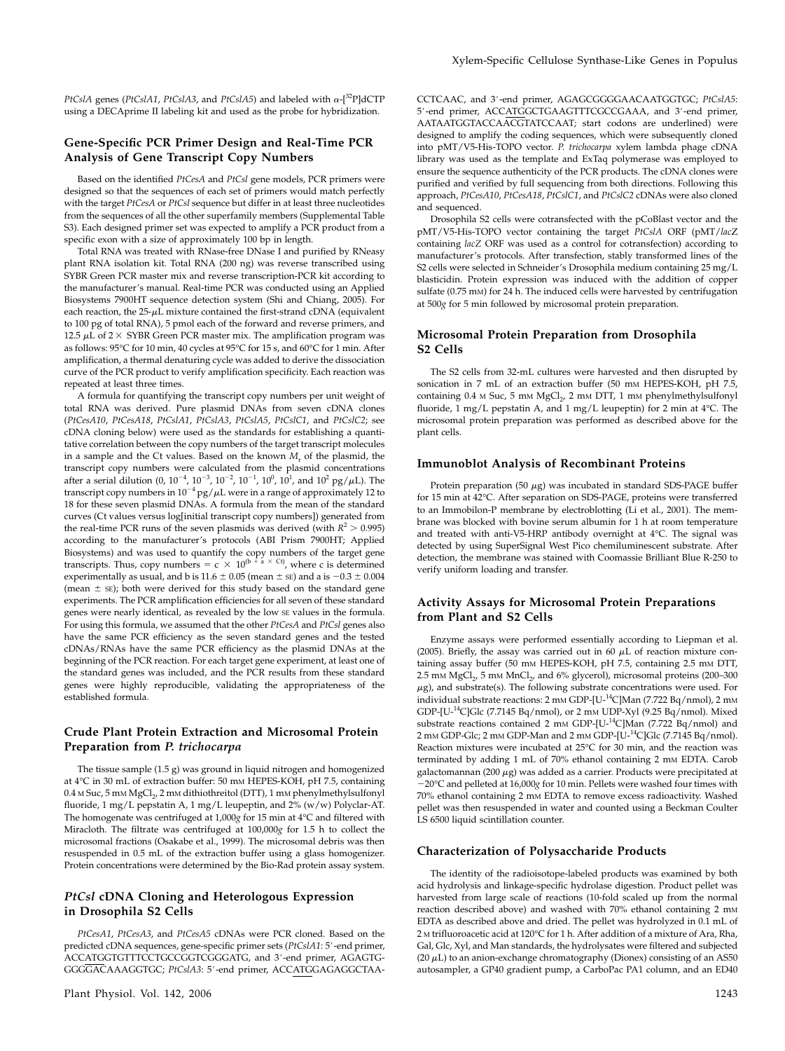*PtCslA* genes (*PtCslA1*, *PtCslA3*, and *PtCslA5*) and labeled with α-[$^{32}$P]dCTP using a DECAprime II labeling kit and used as the probe for hybridization.

## Gene-Specific PCR Primer Design and Real-Time PCR Analysis of Gene Transcript Copy Numbers

Based on the identified *PtCesA* and *PtCsl* gene models, PCR primers were designed so that the sequences of each set of primers would match perfectly with the target *PtCesA* or *PtCsl* sequence but differ in at least three nucleotides from the sequences of all the other superfamily members (Supplemental Table S3). Each designed primer set was expected to amplify a PCR product from a specific exon with a size of approximately 100 bp in length.

Total RNA was treated with RNase-free DNase I and purified by RNeasy plant RNA isolation kit. Total RNA (200 ng) was reverse transcribed using SYBR Green PCR master mix and reverse transcription-PCR kit according to the manufacturer's manual. Real-time PCR was conducted using an Applied Biosystems 7900HT sequence detection system (Shi and Chiang, 2005). For each reaction, the 25-μL mixture contained the first-strand cDNA (equivalent to 100 pg of total RNA), 5 pmol each of the forward and reverse primers, and 12.5 μL of 2× SYBR Green PCR master mix. The amplification program was as follows: 95°C for 10 min, 40 cycles at 95°C for 15 s, and 60°C for 1 min. After amplification, a thermal denaturing cycle was added to derive the dissociation curve of the PCR product to verify amplification specificity. Each reaction was repeated at least three times.

A formula for quantifying the transcript copy numbers per unit weight of total RNA was derived. Pure plasmid DNAs from seven cDNA clones (*PtCesA10*, *PtCesA18*, *PtCslA1*, *PtCslA3*, *PtCslA5*, *PtCslC1*, and *PtCslC2*; see cDNA cloning below) were used as the standards for establishing a quantitative correlation between the copy numbers of the target transcript molecules in a sample and the Ct values. Based on the known $M_r$ of the plasmid, the transcript copy numbers were calculated from the plasmid concentrations after a serial dilution (0, $10^{-4}$, $10^{-3}$, $10^{-2}$, $10^{-1}$, $10^{0}$, $10^{1}$, and $10^{2}$ pg/μL). The transcript copy numbers in $10^{-4}$ pg/μL were in a range of approximately 12 to 18 for these seven plasmid DNAs. A formula from the mean of the standard curves (Ct values versus log[initial transcript copy numbers]) generated from the real-time PCR runs of the seven plasmids was derived (with $R^2 > 0.995$) according to the manufacturer's protocols (ABI Prism 7900HT; Applied Biosystems) and was used to quantify the copy numbers of the target gene transcripts. Thus, copy numbers = $c \times 10^{(b + a \times Ct)}$, where c is determined experimentally as usual, and b is 11.6 ± 0.05 (mean ± SE) and a is −0.3 ± 0.004 (mean ± SE); both were derived for this study based on the standard gene experiments. The PCR amplification efficiencies for all seven of these standard genes were nearly identical, as revealed by the low SE values in the formula. For using this formula, we assumed that the other *PtCesA* and *PtCsl* genes also have the same PCR efficiency as the seven standard genes and the tested cDNAs/RNAs have the same PCR efficiency as the plasmid DNAs at the beginning of the PCR reaction. For each target gene experiment, at least one of the standard genes was included, and the PCR results from these standard genes were highly reproducible, validating the appropriateness of the established formula.

## Crude Plant Protein Extraction and Microsomal Protein Preparation from *P. trichocarpa*

The tissue sample (1.5 g) was ground in liquid nitrogen and homogenized at 4°C in 30 mL of extraction buffer: 50 mM HEPES-KOH, pH 7.5, containing 0.4 M Suc, 5 mM $MgCl_2$, 2 mM dithiothreitol (DTT), 1 mM phenylmethylsulfonyl fluoride, 1 mg/L pepstatin A, 1 mg/L leupeptin, and 2% (w/w) Polyclar-AT. The homogenate was centrifuged at 1,000*g* for 15 min at 4°C and filtered with Miracloth. The filtrate was centrifuged at 100,000*g* for 1.5 h to collect the microsomal fractions (Osakabe et al., 1999). The microsomal debris was then resuspended in 0.5 mL of the extraction buffer using a glass homogenizer. Protein concentrations were determined by the Bio-Rad protein assay system.

## *PtCsl* cDNA Cloning and Heterologous Expression in Drosophila S2 Cells

*PtCesA1*, *PtCesA3*, and *PtCesA5* cDNAs were PCR cloned. Based on the predicted cDNA sequences, gene-specific primer sets (*PtCslA1*: 5′-end primer, ACCATGGTGTTTCCTGCCGGTCGGGATG, and 3′-end primer, AGAGTGGGGGACAAAGGTGC; *PtCslA3*: 5′-end primer, ACCATGGAGAGGCTAACCTCAAC, and 3′-end primer, AGAGCGGGGAACAATGGTGC; *PtCslA5*: 5′-end primer, ACCATGGCTGAAGTTTCGCCGAAA, and 3′-end primer, AATAATGGTACCAACGTATCCAAT; start codons are underlined) were designed to amplify the coding sequences, which were subsequently cloned into pMT/V5-His-TOPO vector. *P. trichocarpa* xylem lambda phage cDNA library was used as the template and ExTaq polymerase was employed to ensure the sequence authenticity of the PCR products. The cDNA clones were purified and verified by full sequencing from both directions. Following this approach, *PtCesA10*, *PtCesA18*, *PtCslC1*, and *PtCslC2* cDNAs were also cloned and sequenced.

Drosophila S2 cells were cotransfected with the pCoBlast vector and the pMT/V5-His-TOPO vector containing the target *PtCslA* ORF (pMT/*lac*Z containing *lac*Z ORF was used as a control for cotransfection) according to manufacturer's protocols. After transfection, stably transformed lines of the S2 cells were selected in Schneider's Drosophila medium containing 25 mg/L blasticidin. Protein expression was induced with the addition of copper sulfate (0.75 mM) for 24 h. The induced cells were harvested by centrifugation at 500*g* for 5 min followed by microsomal protein preparation.

## Microsomal Protein Preparation from Drosophila S2 Cells

The S2 cells from 32-mL cultures were harvested and then disrupted by sonication in 7 mL of an extraction buffer (50 mM HEPES-KOH, pH 7.5, containing 0.4 M Suc, 5 mM $MgCl_2$, 2 mM DTT, 1 mM phenylmethylsulfonyl fluoride, 1 mg/L pepstatin A, and 1 mg/L leupeptin) for 2 min at 4°C. The microsomal protein preparation was performed as described above for the plant cells.

## Immunoblot Analysis of Recombinant Proteins

Protein preparation (50 μg) was incubated in standard SDS-PAGE buffer for 15 min at 42°C. After separation on SDS-PAGE, proteins were transferred to an Immobilon-P membrane by electroblotting (Li et al., 2001). The membrane was blocked with bovine serum albumin for 1 h at room temperature and treated with anti-V5-HRP antibody overnight at 4°C. The signal was detected by using SuperSignal West Pico chemiluminescent substrate. After detection, the membrane was stained with Coomassie Brilliant Blue R-250 to verify uniform loading and transfer.

## Activity Assays for Microsomal Protein Preparations from Plant and S2 Cells

Enzyme assays were performed essentially according to Liepman et al. (2005). Briefly, the assay was carried out in 60 μL of reaction mixture containing assay buffer (50 mM HEPES-KOH, pH 7.5, containing 2.5 mM DTT, 2.5 mM $MgCl_2$, 5 mM $MnCl_2$, and 6% glycerol), microsomal proteins (200–300 μg), and substrate(s). The following substrate concentrations were used. For individual substrate reactions: 2 mM GDP-[U-$^{14}$C]Man (7.722 Bq/nmol), 2 mM GDP-[U-$^{14}$C]Glc (7.7145 Bq/nmol), or 2 mM UDP-Xyl (9.25 Bq/nmol). Mixed substrate reactions contained 2 mM GDP-[U-$^{14}$C]Man (7.722 Bq/nmol) and 2 mM GDP-Glc; 2 mM GDP-Man and 2 mM GDP-[U-$^{14}$C]Glc (7.7145 Bq/nmol). Reaction mixtures were incubated at 25°C for 30 min, and the reaction was terminated by adding 1 mL of 70% ethanol containing 2 mM EDTA. Carob galactomannan (200 μg) was added as a carrier. Products were precipitated at −20°C and pelleted at 16,000*g* for 10 min. Pellets were washed four times with 70% ethanol containing 2 mM EDTA to remove excess radioactivity. Washed pellet was then resuspended in water and counted using a Beckman Coulter LS 6500 liquid scintillation counter.

## Characterization of Polysaccharide Products

The identity of the radioisotope-labeled products was examined by both acid hydrolysis and linkage-specific hydrolase digestion. Product pellet was harvested from large scale of reactions (10-fold scaled up from the normal reaction described above) and washed with 70% ethanol containing 2 mM EDTA as described above and dried. The pellet was hydrolyzed in 0.1 mL of 2 M trifluoroacetic acid at 120°C for 1 h. After addition of a mixture of Ara, Rha, Gal, Glc, Xyl, and Man standards, the hydrolysates were filtered and subjected (20 μL) to an anion-exchange chromatography (Dionex) consisting of an AS50 autosampler, a GP40 gradient pump, a CarboPac PA1 column, and an ED40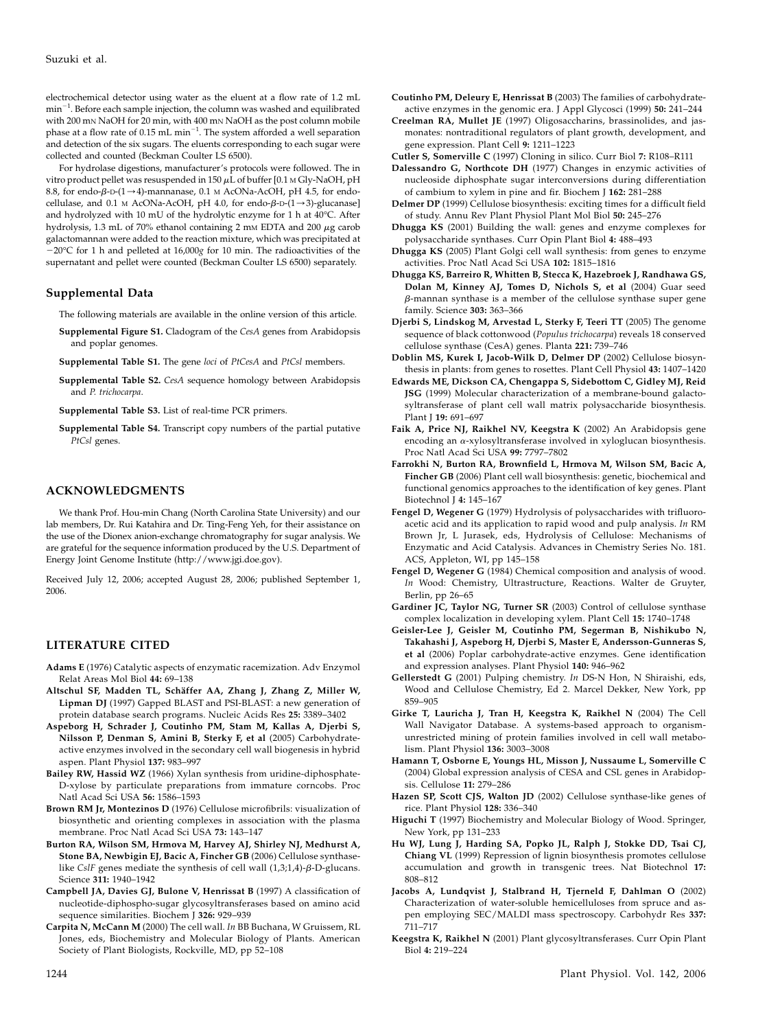electrochemical detector using water as the eluent at a flow rate of 1.2 mL $min^{-1}$. Before each sample injection, the column was washed and equilibrated with 200 mN NaOH for 20 min, with 400 mN NaOH as the post column mobile phase at a flow rate of 0.15 mL $min^{-1}$. The system afforded a well separation and detection of the six sugars. The eluents corresponding to each sugar were collected and counted (Beckman Coulter LS 6500).

For hydrolase digestions, manufacturer's protocols were followed. The in vitro product pellet was resuspended in 150 $\mu$L of buffer [0.1 M Gly-NaOH, pH 8.8, for endo-$\beta$-D-(1→4)-mannanase, 0.1 M AcONa-AcOH, pH 4.5, for endo-cellulase, and 0.1 M AcONa-AcOH, pH 4.0, for endo-$\beta$-D-(1→3)-glucanase] and hydrolyzed with 10 mU of the hydrolytic enzyme for 1 h at 40°C. After hydrolysis, 1.3 mL of 70% ethanol containing 2 mM EDTA and 200 $\mu$g carob galactomannan were added to the reaction mixture, which was precipitated at −20°C for 1 h and pelleted at 16,000*g* for 10 min. The radioactivities of the supernatant and pellet were counted (Beckman Coulter LS 6500) separately.

## Supplemental Data

The following materials are available in the online version of this article.

- **Supplemental Figure S1.** Cladogram of the *CesA* genes from Arabidopsis and poplar genomes.
- **Supplemental Table S1.** The gene *loci* of *PtCesA* and *PtCsl* members.
- **Supplemental Table S2.** *CesA* sequence homology between Arabidopsis and *P. trichocarpa*.
- **Supplemental Table S3.** List of real-time PCR primers.
- **Supplemental Table S4.** Transcript copy numbers of the partial putative *PtCsl* genes.

## ACKNOWLEDGMENTS

We thank Prof. Hou-min Chang (North Carolina State University) and our lab members, Dr. Rui Katahira and Dr. Ting-Feng Yeh, for their assistance on the use of the Dionex anion-exchange chromatography for sugar analysis. We are grateful for the sequence information produced by the U.S. Department of Energy Joint Genome Institute (http://www.jgi.doe.gov).

Received July 12, 2006; accepted August 28, 2006; published September 1, 2006.

## LITERATURE CITED

**Adams E** (1976) Catalytic aspects of enzymatic racemization. Adv Enzymol Relat Areas Mol Biol **44:** 69–138

**Altschul SF, Madden TL, Schäffer AA, Zhang J, Zhang Z, Miller W, Lipman DJ** (1997) Gapped BLAST and PSI-BLAST: a new generation of protein database search programs. Nucleic Acids Res **25:** 3389–3402

**Aspeborg H, Schrader J, Coutinho PM, Stam M, Kallas A, Djerbi S, Nilsson P, Denman S, Amini B, Sterky F, et al** (2005) Carbohydrate-active enzymes involved in the secondary cell wall biogenesis in hybrid aspen. Plant Physiol **137:** 983–997

**Bailey RW, Hassid WZ** (1966) Xylan synthesis from uridine-diphosphate-D-xylose by particulate preparations from immature corncobs. Proc Natl Acad Sci USA **56:** 1586–1593

**Brown RM Jr, Montezinos D** (1976) Cellulose microfibrils: visualization of biosynthetic and orienting complexes in association with the plasma membrane. Proc Natl Acad Sci USA **73:** 143–147

**Burton RA, Wilson SM, Hrmova M, Harvey AJ, Shirley NJ, Medhurst A, Stone BA, Newbigin EJ, Bacic A, Fincher GB** (2006) Cellulose synthase-like *CslF* genes mediate the synthesis of cell wall (1,3;1,4)-$\beta$-D-glucans. Science **311:** 1940–1942

**Campbell JA, Davies GJ, Bulone V, Henrissat B** (1997) A classification of nucleotide-diphospho-sugar glycosyltransferases based on amino acid sequence similarities. Biochem J **326:** 929–939

**Carpita N, McCann M** (2000) The cell wall. *In* BB Buchana, W Gruissem, RL Jones, eds, Biochemistry and Molecular Biology of Plants. American Society of Plant Biologists, Rockville, MD, pp 52–108

**Coutinho PM, Deleury E, Henrissat B** (2003) The families of carbohydrate-active enzymes in the genomic era. J Appl Glycosci (1999) **50:** 241–244

**Creelman RA, Mullet JE** (1997) Oligosaccharins, brassinolides, and jasmonates: nontraditional regulators of plant growth, development, and gene expression. Plant Cell **9:** 1211–1223

**Cutler S, Somerville C** (1997) Cloning in silico. Curr Biol **7:** R108–R111

**Dalessandro G, Northcote DH** (1977) Changes in enzymic activities of nucleoside diphosphate sugar interconversions during differentiation of cambium to xylem in pine and fir. Biochem J **162:** 281–288

**Delmer DP** (1999) Cellulose biosynthesis: exciting times for a difficult field of study. Annu Rev Plant Physiol Plant Mol Biol **50:** 245–276

**Dhugga KS** (2001) Building the wall: genes and enzyme complexes for polysaccharide synthases. Curr Opin Plant Biol **4:** 488–493

**Dhugga KS** (2005) Plant Golgi cell wall synthesis: from genes to enzyme activities. Proc Natl Acad Sci USA **102:** 1815–1816

**Dhugga KS, Barreiro R, Whitten B, Stecca K, Hazebroek J, Randhawa GS, Dolan M, Kinney AJ, Tomes D, Nichols S, et al** (2004) Guar seed $\beta$-mannan synthase is a member of the cellulose synthase super gene family. Science **303:** 363–366

**Djerbi S, Lindskog M, Arvestad L, Sterky F, Teeri TT** (2005) The genome sequence of black cottonwood (*Populus trichocarpa*) reveals 18 conserved cellulose synthase (CesA) genes. Planta **221:** 739–746

**Doblin MS, Kurek I, Jacob-Wilk D, Delmer DP** (2002) Cellulose biosynthesis in plants: from genes to rosettes. Plant Cell Physiol **43:** 1407–1420

**Edwards ME, Dickson CA, Chengappa S, Sidebottom C, Gidley MJ, Reid JSG** (1999) Molecular characterization of a membrane-bound galactosyltransferase of plant cell wall matrix polysaccharide biosynthesis. Plant J **19:** 691–697

**Faik A, Price NJ, Raikhel NV, Keegstra K** (2002) An Arabidopsis gene encoding an $\alpha$-xylosyltransferase involved in xyloglucan biosynthesis. Proc Natl Acad Sci USA **99:** 7797–7802

**Farrokhi N, Burton RA, Brownfield L, Hrmova M, Wilson SM, Bacic A, Fincher GB** (2006) Plant cell wall biosynthesis: genetic, biochemical and functional genomics approaches to the identification of key genes. Plant Biotechnol J **4:** 145–167

**Fengel D, Wegener G** (1979) Hydrolysis of polysaccharides with trifluoroacetic acid and its application to rapid wood and pulp analysis. *In* RM Brown Jr, L Jurasek, eds, Hydrolysis of Cellulose: Mechanisms of Enzymatic and Acid Catalysis. Advances in Chemistry Series No. 181. ACS, Appleton, WI, pp 145–158

**Fengel D, Wegener G** (1984) Chemical composition and analysis of wood. *In* Wood: Chemistry, Ultrastructure, Reactions. Walter de Gruyter, Berlin, pp 26–65

**Gardiner JC, Taylor NG, Turner SR** (2003) Control of cellulose synthase complex localization in developing xylem. Plant Cell **15:** 1740–1748

**Geisler-Lee J, Geisler M, Coutinho PM, Segerman B, Nishikubo N, Takahashi J, Aspeborg H, Djerbi S, Master E, Andersson-Gunneras S, et al** (2006) Poplar carbohydrate-active enzymes. Gene identification and expression analyses. Plant Physiol **140:** 946–962

**Gellerstedt G** (2001) Pulping chemistry. *In* DS-N Hon, N Shiraishi, eds, Wood and Cellulose Chemistry, Ed 2. Marcel Dekker, New York, pp 859–905

**Girke T, Lauricha J, Tran H, Keegstra K, Raikhel N** (2004) The Cell Wall Navigator Database. A systems-based approach to organism-unrestricted mining of protein families involved in cell wall metabolism. Plant Physiol **136:** 3003–3008

**Hamann T, Osborne E, Youngs HL, Misson J, Nussaume L, Somerville C** (2004) Global expression analysis of CESA and CSL genes in Arabidopsis. Cellulose **11:** 279–286

**Hazen SP, Scott CJS, Walton JD** (2002) Cellulose synthase-like genes of rice. Plant Physiol **128:** 336–340

**Higuchi T** (1997) Biochemistry and Molecular Biology of Wood. Springer, New York, pp 131–233

**Hu WJ, Lung J, Harding SA, Popko JL, Ralph J, Stokke DD, Tsai CJ, Chiang VL** (1999) Repression of lignin biosynthesis promotes cellulose accumulation and growth in transgenic trees. Nat Biotechnol **17:** 808–812

**Jacobs A, Lundqvist J, Stalbrand H, Tjerneld F, Dahlman O** (2002) Characterization of water-soluble hemicelluloses from spruce and aspen employing SEC/MALDI mass spectroscopy. Carbohydr Res **337:** 711–717

**Keegstra K, Raikhel N** (2001) Plant glycosyltransferases. Curr Opin Plant Biol **4:** 219–224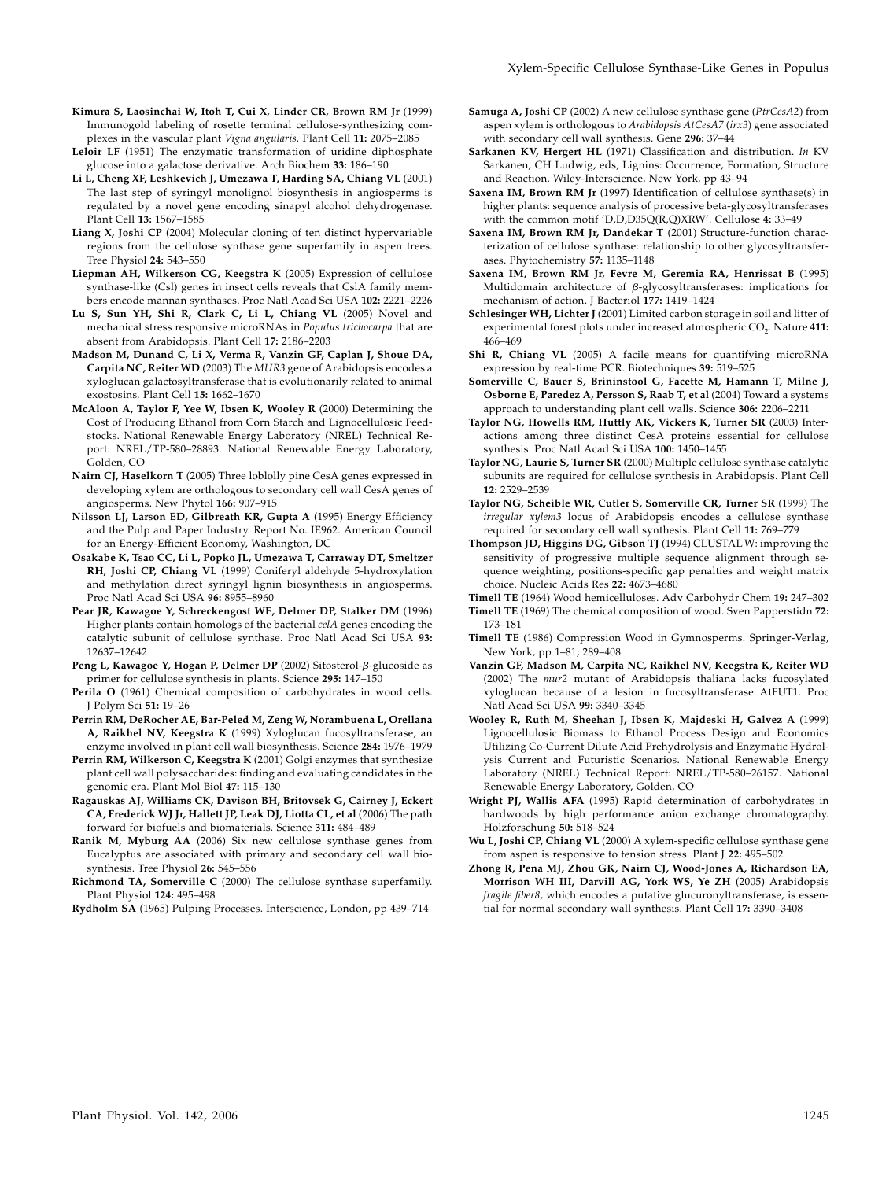**Kimura S, Laosinchai W, Itoh T, Cui X, Linder CR, Brown RM Jr** (1999) Immunogold labeling of rosette terminal cellulose-synthesizing complexes in the vascular plant *Vigna angularis*. Plant Cell **11:** 2075–2085

**Leloir LF** (1951) The enzymatic transformation of uridine diphosphate glucose into a galactose derivative. Arch Biochem **33:** 186–190

**Li L, Cheng XF, Leshkevich J, Umezawa T, Harding SA, Chiang VL** (2001) The last step of syringyl monolignol biosynthesis in angiosperms is regulated by a novel gene encoding sinapyl alcohol dehydrogenase. Plant Cell **13:** 1567–1585

**Liang X, Joshi CP** (2004) Molecular cloning of ten distinct hypervariable regions from the cellulose synthase gene superfamily in aspen trees. Tree Physiol **24:** 543–550

**Liepman AH, Wilkerson CG, Keegstra K** (2005) Expression of cellulose synthase-like (Csl) genes in insect cells reveals that CslA family members encode mannan synthases. Proc Natl Acad Sci USA **102:** 2221–2226

**Lu S, Sun YH, Shi R, Clark C, Li L, Chiang VL** (2005) Novel and mechanical stress responsive microRNAs in *Populus trichocarpa* that are absent from Arabidopsis. Plant Cell **17:** 2186–2203

**Madson M, Dunand C, Li X, Verma R, Vanzin GF, Caplan J, Shoue DA, Carpita NC, Reiter WD** (2003) The *MUR3* gene of Arabidopsis encodes a xyloglucan galactosyltransferase that is evolutionarily related to animal exostosins. Plant Cell **15:** 1662–1670

**McAloon A, Taylor F, Yee W, Ibsen K, Wooley R** (2000) Determining the Cost of Producing Ethanol from Corn Starch and Lignocellulosic Feedstocks. National Renewable Energy Laboratory (NREL) Technical Report: NREL/TP-580–28893. National Renewable Energy Laboratory, Golden, CO

**Nairn CJ, Haselkorn T** (2005) Three loblolly pine CesA genes expressed in developing xylem are orthologous to secondary cell wall CesA genes of angiosperms. New Phytol **166:** 907–915

**Nilsson LJ, Larson ED, Gilbreath KR, Gupta A** (1995) Energy Efficiency and the Pulp and Paper Industry. Report No. IE962. American Council for an Energy-Efficient Economy, Washington, DC

**Osakabe K, Tsao CC, Li L, Popko JL, Umezawa T, Carraway DT, Smeltzer RH, Joshi CP, Chiang VL** (1999) Coniferyl aldehyde 5-hydroxylation and methylation direct syringyl lignin biosynthesis in angiosperms. Proc Natl Acad Sci USA **96:** 8955–8960

**Pear JR, Kawagoe Y, Schreckengost WE, Delmer DP, Stalker DM** (1996) Higher plants contain homologs of the bacterial *celA* genes encoding the catalytic subunit of cellulose synthase. Proc Natl Acad Sci USA **93:** 12637–12642

**Peng L, Kawagoe Y, Hogan P, Delmer DP** (2002) Sitosterol-$\beta$-glucoside as primer for cellulose synthesis in plants. Science **295:** 147–150

**Perila O** (1961) Chemical composition of carbohydrates in wood cells. J Polym Sci **51:** 19–26

**Perrin RM, DeRocher AE, Bar-Peled M, Zeng W, Norambuena L, Orellana A, Raikhel NV, Keegstra K** (1999) Xyloglucan fucosyltransferase, an enzyme involved in plant cell wall biosynthesis. Science **284:** 1976–1979

**Perrin RM, Wilkerson C, Keegstra K** (2001) Golgi enzymes that synthesize plant cell wall polysaccharides: finding and evaluating candidates in the genomic era. Plant Mol Biol **47:** 115–130

**Ragauskas AJ, Williams CK, Davison BH, Britovsek G, Cairney J, Eckert CA, Frederick WJ Jr, Hallett JP, Leak DJ, Liotta CL, et al** (2006) The path forward for biofuels and biomaterials. Science **311:** 484–489

**Ranik M, Myburg AA** (2006) Six new cellulose synthase genes from Eucalyptus are associated with primary and secondary cell wall biosynthesis. Tree Physiol **26:** 545–556

**Richmond TA, Somerville C** (2000) The cellulose synthase superfamily. Plant Physiol **124:** 495–498

**Rydholm SA** (1965) Pulping Processes. Interscience, London, pp 439–714

**Samuga A, Joshi CP** (2002) A new cellulose synthase gene (*PtrCesA2*) from aspen xylem is orthologous to *Arabidopsis AtCesA7* (*irx3*) gene associated with secondary cell wall synthesis. Gene **296:** 37–44

**Sarkanen KV, Hergert HL** (1971) Classification and distribution. *In* KV Sarkanen, CH Ludwig, eds, Lignins: Occurrence, Formation, Structure and Reaction. Wiley-Interscience, New York, pp 43–94

**Saxena IM, Brown RM Jr** (1997) Identification of cellulose synthase(s) in higher plants: sequence analysis of processive beta-glycosyltransferases with the common motif 'D,D,D35Q(R,Q)XRW'. Cellulose **4:** 33–49

**Saxena IM, Brown RM Jr, Dandekar T** (2001) Structure-function characterization of cellulose synthase: relationship to other glycosyltransferases. Phytochemistry **57:** 1135–1148

**Saxena IM, Brown RM Jr, Fevre M, Geremia RA, Henrissat B** (1995) Multidomain architecture of $\beta$-glycosyltransferases: implications for mechanism of action. J Bacteriol **177:** 1419–1424

**Schlesinger WH, Lichter J** (2001) Limited carbon storage in soil and litter of experimental forest plots under increased atmospheric $CO_2$. Nature **411:** 466–469

**Shi R, Chiang VL** (2005) A facile means for quantifying microRNA expression by real-time PCR. Biotechniques **39:** 519–525

**Somerville C, Bauer S, Brininstool G, Facette M, Hamann T, Milne J, Osborne E, Paredez A, Persson S, Raab T, et al** (2004) Toward a systems approach to understanding plant cell walls. Science **306:** 2206–2211

**Taylor NG, Howells RM, Huttly AK, Vickers K, Turner SR** (2003) Interactions among three distinct CesA proteins essential for cellulose synthesis. Proc Natl Acad Sci USA **100:** 1450–1455

**Taylor NG, Laurie S, Turner SR** (2000) Multiple cellulose synthase catalytic subunits are required for cellulose synthesis in Arabidopsis. Plant Cell **12:** 2529–2539

**Taylor NG, Scheible WR, Cutler S, Somerville CR, Turner SR** (1999) The *irregular xylem3* locus of Arabidopsis encodes a cellulose synthase required for secondary cell wall synthesis. Plant Cell **11:** 769–779

**Thompson JD, Higgins DG, Gibson TJ** (1994) CLUSTAL W: improving the sensitivity of progressive multiple sequence alignment through sequence weighting, positions-specific gap penalties and weight matrix choice. Nucleic Acids Res **22:** 4673–4680

**Timell TE** (1964) Wood hemicelluloses. Adv Carbohydr Chem **19:** 247–302

**Timell TE** (1969) The chemical composition of wood. Sven Papperstidn **72:** 173–181

**Timell TE** (1986) Compression Wood in Gymnosperms. Springer-Verlag, New York, pp 1–81; 289–408

**Vanzin GF, Madson M, Carpita NC, Raikhel NV, Keegstra K, Reiter WD** (2002) The *mur2* mutant of Arabidopsis thaliana lacks fucosylated xyloglucan because of a lesion in fucosyltransferase AtFUT1. Proc Natl Acad Sci USA **99:** 3340–3345

**Wooley R, Ruth M, Sheehan J, Ibsen K, Majdeski H, Galvez A** (1999) Lignocellulosic Biomass to Ethanol Process Design and Economics Utilizing Co-Current Dilute Acid Prehydrolysis and Enzymatic Hydrolysis Current and Futuristic Scenarios. National Renewable Energy Laboratory (NREL) Technical Report: NREL/TP-580–26157. National Renewable Energy Laboratory, Golden, CO

**Wright PJ, Wallis AFA** (1995) Rapid determination of carbohydrates in hardwoods by high performance anion exchange chromatography. Holzforschung **50:** 518–524

**Wu L, Joshi CP, Chiang VL** (2000) A xylem-specific cellulose synthase gene from aspen is responsive to tension stress. Plant J **22:** 495–502

**Zhong R, Pena MJ, Zhou GK, Nairn CJ, Wood-Jones A, Richardson EA, Morrison WH III, Darvill AG, York WS, Ye ZH** (2005) Arabidopsis *fragile fiber8*, which encodes a putative glucuronyltransferase, is essential for normal secondary wall synthesis. Plant Cell **17:** 3390–3408